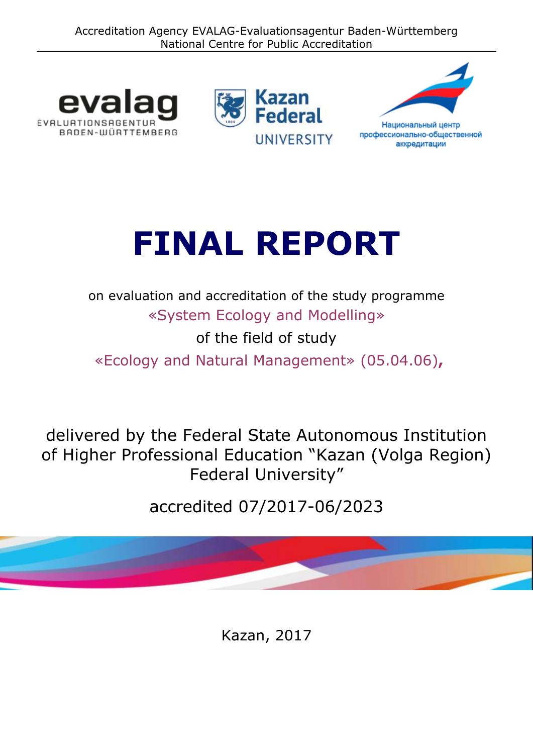Accreditation Agency EVALAG-Evaluationsagentur Baden-Württemberg
National Centre for Public Accreditation

evalag
EVALUATIONSAGENTUR BADEN-WÜRTTEMBERG

Kazan Federal UNIVERSITY

Национальный центр профессионально-общественной аккредитации

# FINAL REPORT

on evaluation and accreditation of the study programme

«System Ecology and Modelling»

of the field of study

«Ecology and Natural Management» (05.04.06),

delivered by the Federal State Autonomous Institution of Higher Professional Education "Kazan (Volga Region) Federal University"

accredited 07/2017-06/2023

Kazan, 2017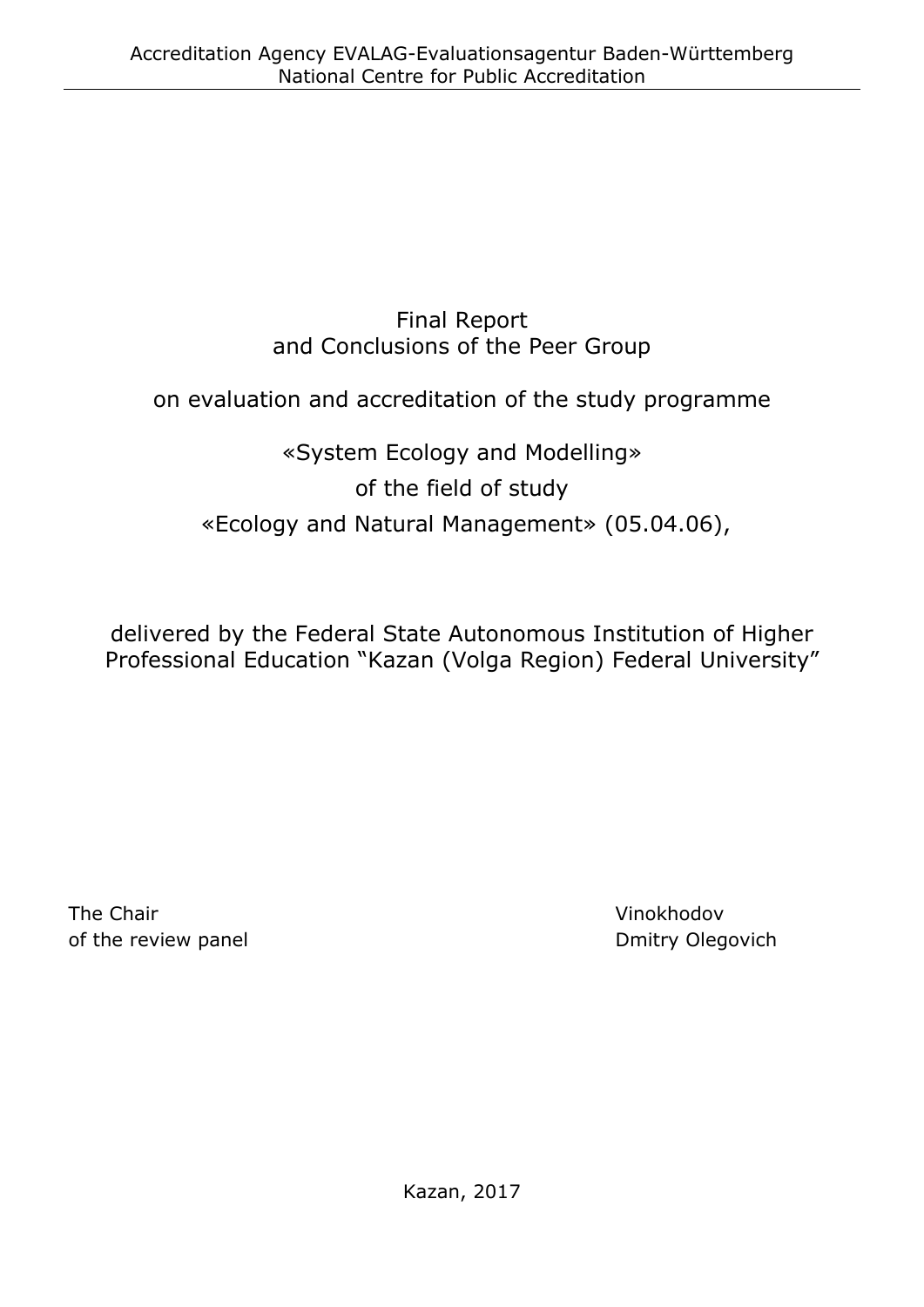Accreditation Agency EVALAG-Evaluationsagentur Baden-Württemberg
National Centre for Public Accreditation

# Final Report and Conclusions of the Peer Group

## on evaluation and accreditation of the study programme

## «System Ecology and Modelling»

## of the field of study

## «Ecology and Natural Management» (05.04.06),

delivered by the Federal State Autonomous Institution of Higher Professional Education "Kazan (Volga Region) Federal University"

The Chair
of the review panel

Vinokhodov
Dmitry Olegovich

Kazan, 2017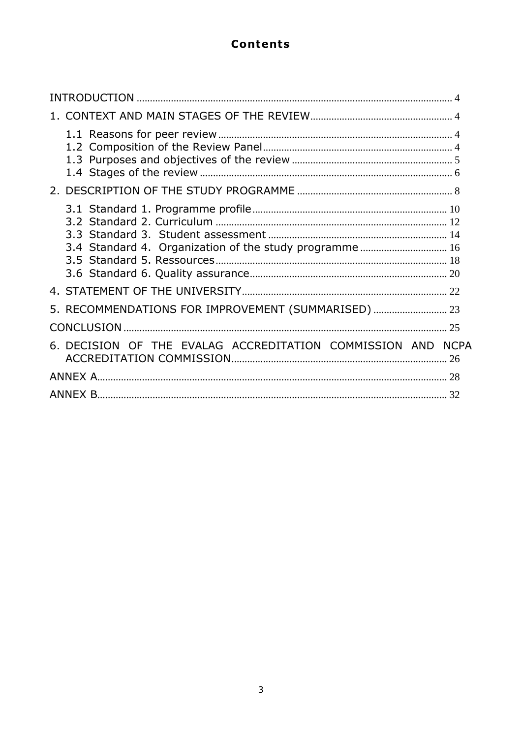# Contents

INTRODUCTION ........ 4

1. CONTEXT AND MAIN STAGES OF THE REVIEW ........ 4
   - 1.1 Reasons for peer review ........ 4
   - 1.2 Composition of the Review Panel ........ 4
   - 1.3 Purposes and objectives of the review ........ 5
   - 1.4 Stages of the review ........ 6
2. DESCRIPTION OF THE STUDY PROGRAMME ........ 8
   - 3.1 Standard 1. Programme profile ........ 10
   - 3.2 Standard 2. Curriculum ........ 12
   - 3.3 Standard 3. Student assessment ........ 14
   - 3.4 Standard 4. Organization of the study programme ........ 16
   - 3.5 Standard 5. Ressources ........ 18
   - 3.6 Standard 6. Quality assurance ........ 20
4. STATEMENT OF THE UNIVERSITY ........ 22
5. RECOMMENDATIONS FOR IMPROVEMENT (SUMMARISED) ........ 23

CONCLUSION ........ 25

6. DECISION OF THE EVALAG ACCREDITATION COMMISSION AND NCPA ACCREDITATION COMMISSION ........ 26

ANNEX A ........ 28

ANNEX B ........ 32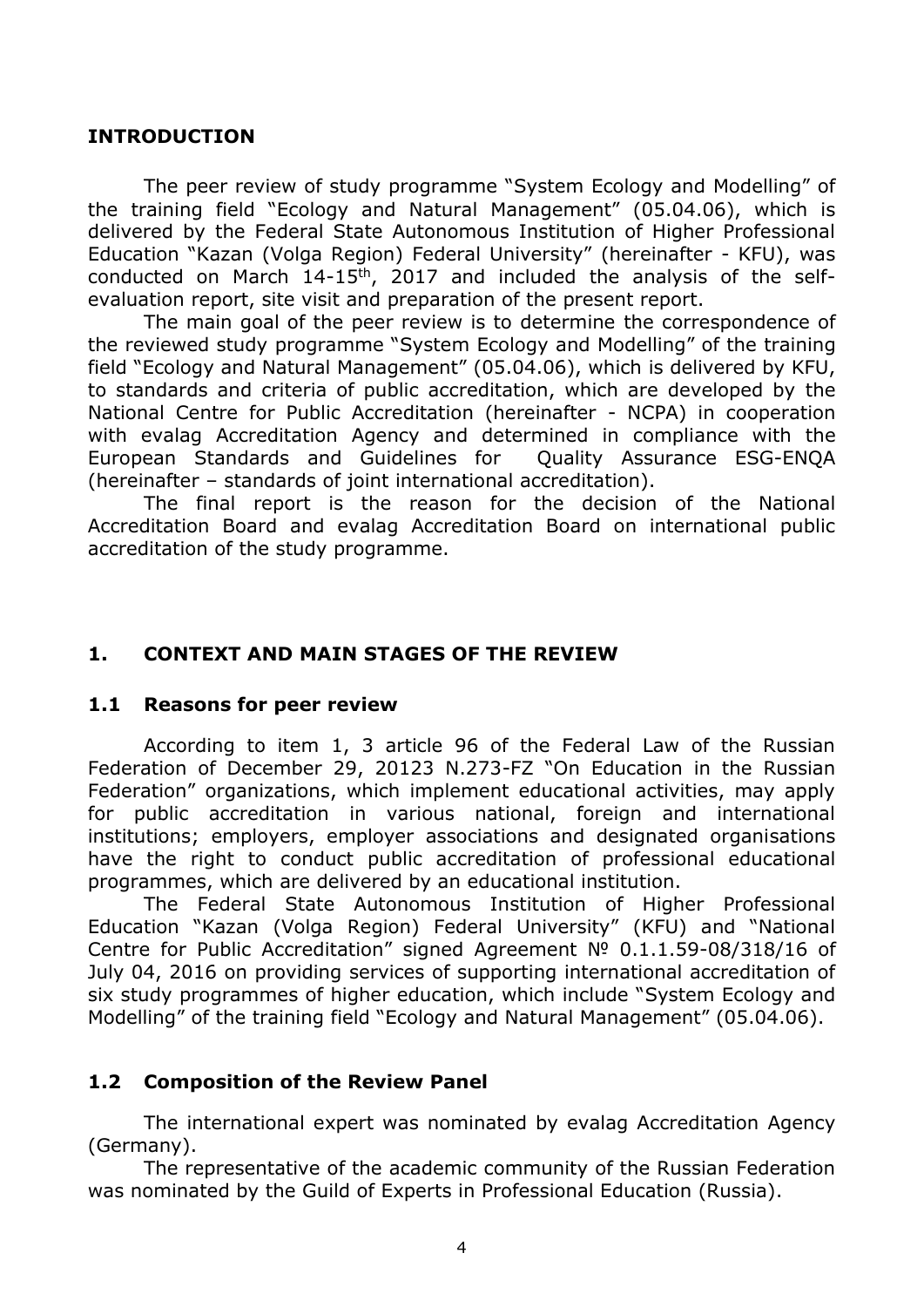## INTRODUCTION

The peer review of study programme "System Ecology and Modelling" of the training field "Ecology and Natural Management" (05.04.06), which is delivered by the Federal State Autonomous Institution of Higher Professional Education "Kazan (Volga Region) Federal University" (hereinafter - KFU), was conducted on March 14-15th, 2017 and included the analysis of the self-evaluation report, site visit and preparation of the present report.

The main goal of the peer review is to determine the correspondence of the reviewed study programme "System Ecology and Modelling" of the training field "Ecology and Natural Management" (05.04.06), which is delivered by KFU, to standards and criteria of public accreditation, which are developed by the National Centre for Public Accreditation (hereinafter - NCPA) in cooperation with evalag Accreditation Agency and determined in compliance with the European Standards and Guidelines for Quality Assurance ESG-ENQA (hereinafter – standards of joint international accreditation).

The final report is the reason for the decision of the National Accreditation Board and evalag Accreditation Board on international public accreditation of the study programme.

## 1. CONTEXT AND MAIN STAGES OF THE REVIEW

### 1.1 Reasons for peer review

According to item 1, 3 article 96 of the Federal Law of the Russian Federation of December 29, 20123 N.273-FZ "On Education in the Russian Federation" organizations, which implement educational activities, may apply for public accreditation in various national, foreign and international institutions; employers, employer associations and designated organisations have the right to conduct public accreditation of professional educational programmes, which are delivered by an educational institution.

The Federal State Autonomous Institution of Higher Professional Education "Kazan (Volga Region) Federal University" (KFU) and "National Centre for Public Accreditation" signed Agreement № 0.1.1.59-08/318/16 of July 04, 2016 on providing services of supporting international accreditation of six study programmes of higher education, which include "System Ecology and Modelling" of the training field "Ecology and Natural Management" (05.04.06).

### 1.2 Composition of the Review Panel

The international expert was nominated by evalag Accreditation Agency (Germany).

The representative of the academic community of the Russian Federation was nominated by the Guild of Experts in Professional Education (Russia).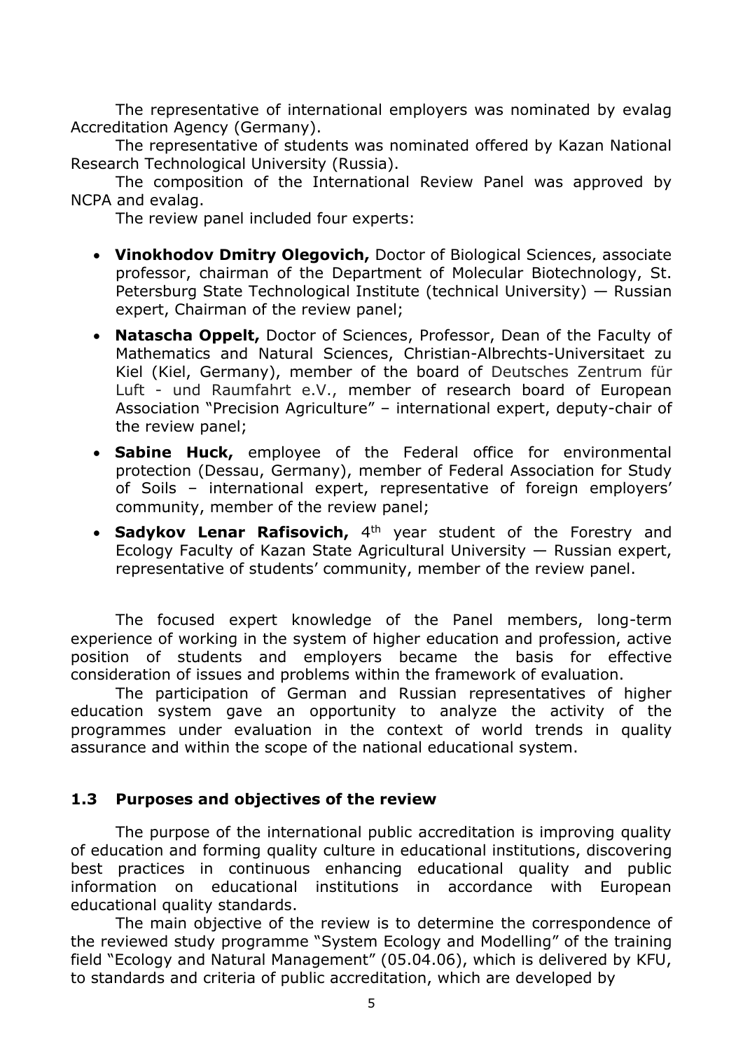The representative of international employers was nominated by evalag Accreditation Agency (Germany).

The representative of students was nominated offered by Kazan National Research Technological University (Russia).

The composition of the International Review Panel was approved by NCPA and evalag.

The review panel included four experts:

- **Vinokhodov Dmitry Olegovich,** Doctor of Biological Sciences, associate professor, chairman of the Department of Molecular Biotechnology, St. Petersburg State Technological Institute (technical University) — Russian expert, Chairman of the review panel;
- **Natascha Oppelt,** Doctor of Sciences, Professor, Dean of the Faculty of Mathematics and Natural Sciences, Christian-Albrechts-Universitaet zu Kiel (Kiel, Germany), member of the board of Deutsches Zentrum für Luft - und Raumfahrt e.V., member of research board of European Association "Precision Agriculture" – international expert, deputy-chair of the review panel;
- **Sabine Huck,** employee of the Federal office for environmental protection (Dessau, Germany), member of Federal Association for Study of Soils – international expert, representative of foreign employers' community, member of the review panel;
- **Sadykov Lenar Rafisovich,** 4[th] year student of the Forestry and Ecology Faculty of Kazan State Agricultural University — Russian expert, representative of students' community, member of the review panel.

The focused expert knowledge of the Panel members, long-term experience of working in the system of higher education and profession, active position of students and employers became the basis for effective consideration of issues and problems within the framework of evaluation.

The participation of German and Russian representatives of higher education system gave an opportunity to analyze the activity of the programmes under evaluation in the context of world trends in quality assurance and within the scope of the national educational system.

### 1.3 Purposes and objectives of the review

The purpose of the international public accreditation is improving quality of education and forming quality culture in educational institutions, discovering best practices in continuous enhancing educational quality and public information on educational institutions in accordance with European educational quality standards.

The main objective of the review is to determine the correspondence of the reviewed study programme "System Ecology and Modelling" of the training field "Ecology and Natural Management" (05.04.06), which is delivered by KFU, to standards and criteria of public accreditation, which are developed by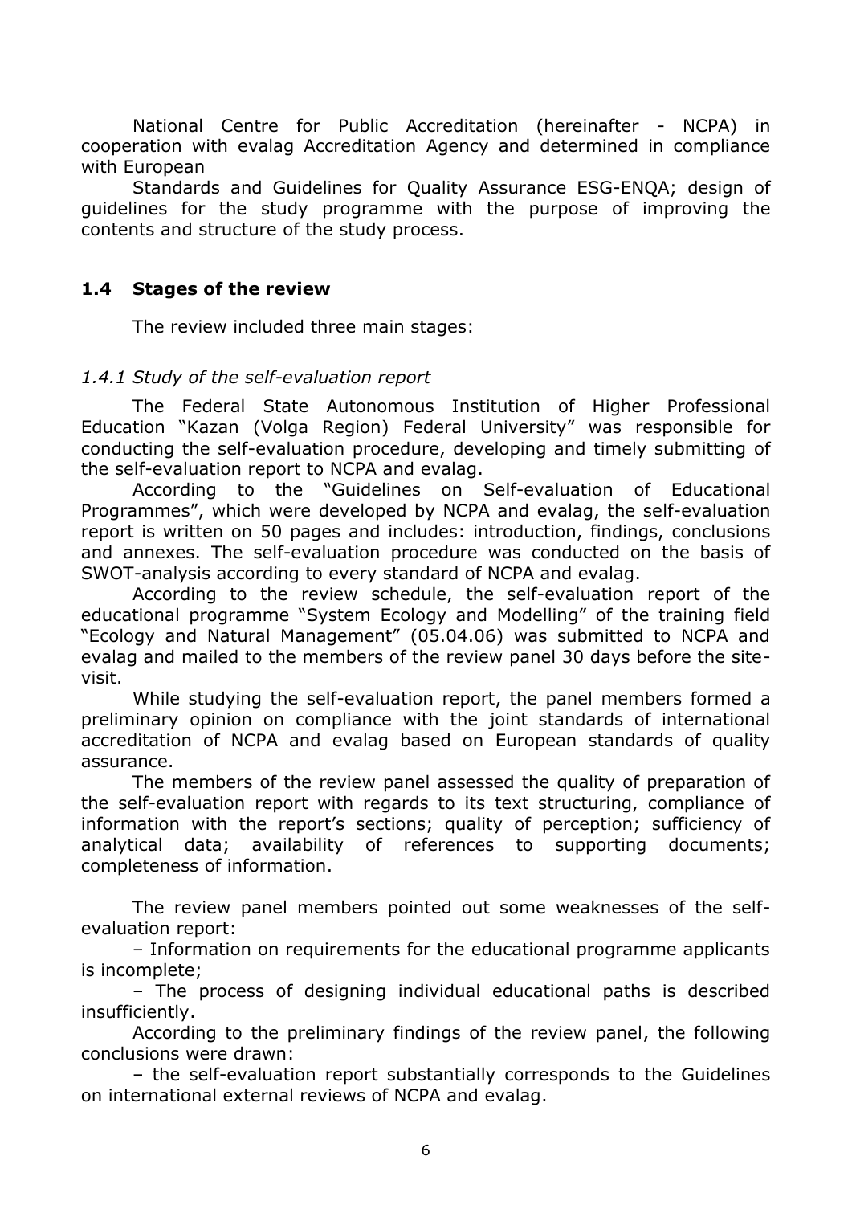National Centre for Public Accreditation (hereinafter - NCPA) in cooperation with evalag Accreditation Agency and determined in compliance with European

Standards and Guidelines for Quality Assurance ESG-ENQA; design of guidelines for the study programme with the purpose of improving the contents and structure of the study process.

## 1.4 Stages of the review

The review included three main stages:

### *1.4.1 Study of the self-evaluation report*

The Federal State Autonomous Institution of Higher Professional Education "Kazan (Volga Region) Federal University" was responsible for conducting the self-evaluation procedure, developing and timely submitting of the self-evaluation report to NCPA and evalag.

According to the "Guidelines on Self-evaluation of Educational Programmes", which were developed by NCPA and evalag, the self-evaluation report is written on 50 pages and includes: introduction, findings, conclusions and annexes. The self-evaluation procedure was conducted on the basis of SWOT-analysis according to every standard of NCPA and evalag.

According to the review schedule, the self-evaluation report of the educational programme "System Ecology and Modelling" of the training field "Ecology and Natural Management" (05.04.06) was submitted to NCPA and evalag and mailed to the members of the review panel 30 days before the site-visit.

While studying the self-evaluation report, the panel members formed a preliminary opinion on compliance with the joint standards of international accreditation of NCPA and evalag based on European standards of quality assurance.

The members of the review panel assessed the quality of preparation of the self-evaluation report with regards to its text structuring, compliance of information with the report's sections; quality of perception; sufficiency of analytical data; availability of references to supporting documents; completeness of information.

The review panel members pointed out some weaknesses of the self-evaluation report:

– Information on requirements for the educational programme applicants is incomplete;

– The process of designing individual educational paths is described insufficiently.

According to the preliminary findings of the review panel, the following conclusions were drawn:

– the self-evaluation report substantially corresponds to the Guidelines on international external reviews of NCPA and evalag.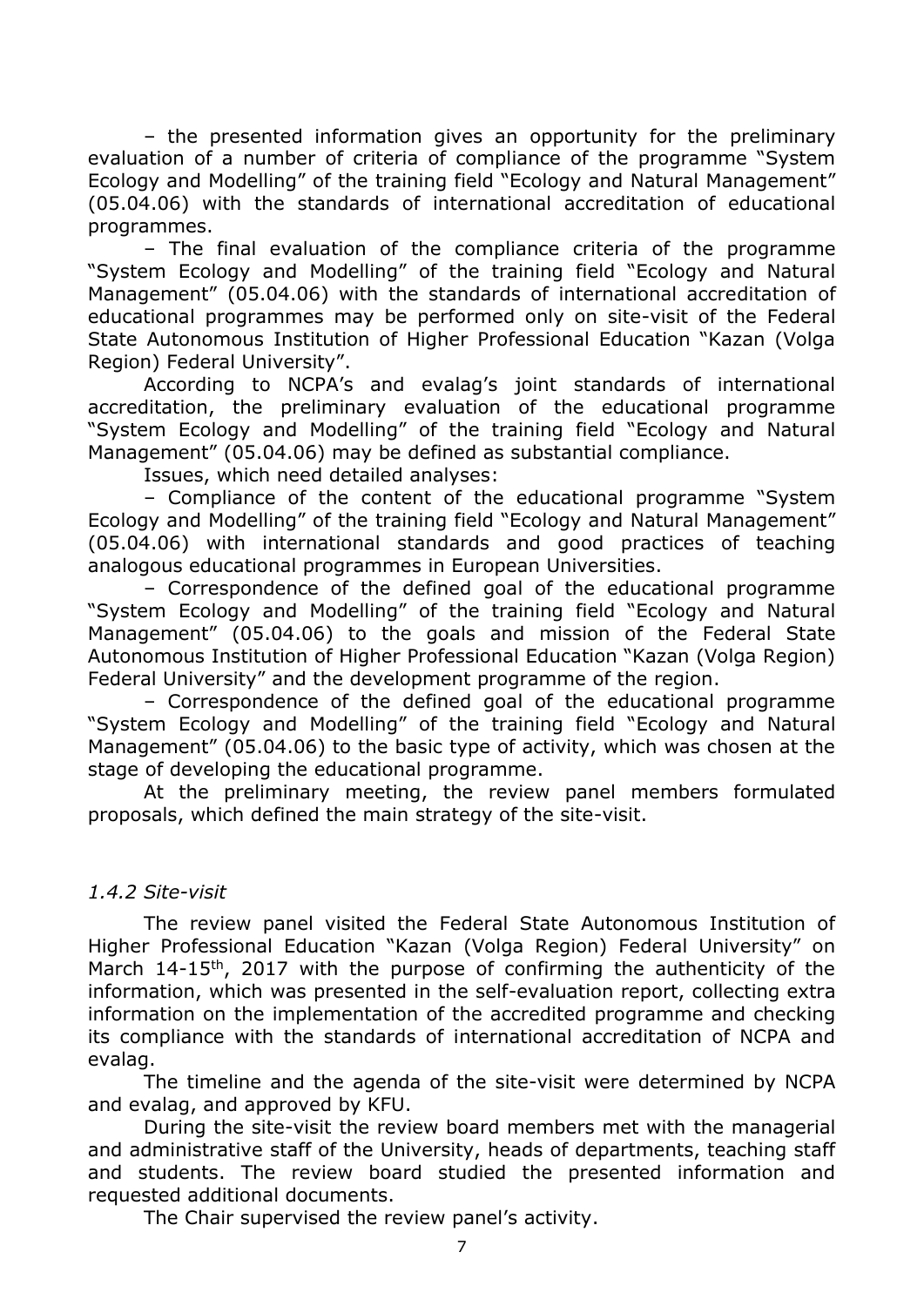– the presented information gives an opportunity for the preliminary evaluation of a number of criteria of compliance of the programme "System Ecology and Modelling" of the training field "Ecology and Natural Management" (05.04.06) with the standards of international accreditation of educational programmes.

– The final evaluation of the compliance criteria of the programme "System Ecology and Modelling" of the training field "Ecology and Natural Management" (05.04.06) with the standards of international accreditation of educational programmes may be performed only on site-visit of the Federal State Autonomous Institution of Higher Professional Education "Kazan (Volga Region) Federal University".

According to NCPA's and evalag's joint standards of international accreditation, the preliminary evaluation of the educational programme "System Ecology and Modelling" of the training field "Ecology and Natural Management" (05.04.06) may be defined as substantial compliance.

Issues, which need detailed analyses:

– Compliance of the content of the educational programme "System Ecology and Modelling" of the training field "Ecology and Natural Management" (05.04.06) with international standards and good practices of teaching analogous educational programmes in European Universities.

– Correspondence of the defined goal of the educational programme "System Ecology and Modelling" of the training field "Ecology and Natural Management" (05.04.06) to the goals and mission of the Federal State Autonomous Institution of Higher Professional Education "Kazan (Volga Region) Federal University" and the development programme of the region.

– Correspondence of the defined goal of the educational programme "System Ecology and Modelling" of the training field "Ecology and Natural Management" (05.04.06) to the basic type of activity, which was chosen at the stage of developing the educational programme.

At the preliminary meeting, the review panel members formulated proposals, which defined the main strategy of the site-visit.

*1.4.2 Site-visit*

The review panel visited the Federal State Autonomous Institution of Higher Professional Education "Kazan (Volga Region) Federal University" on March 14-15th, 2017 with the purpose of confirming the authenticity of the information, which was presented in the self-evaluation report, collecting extra information on the implementation of the accredited programme and checking its compliance with the standards of international accreditation of NCPA and evalag.

The timeline and the agenda of the site-visit were determined by NCPA and evalag, and approved by KFU.

During the site-visit the review board members met with the managerial and administrative staff of the University, heads of departments, teaching staff and students. The review board studied the presented information and requested additional documents.

The Chair supervised the review panel's activity.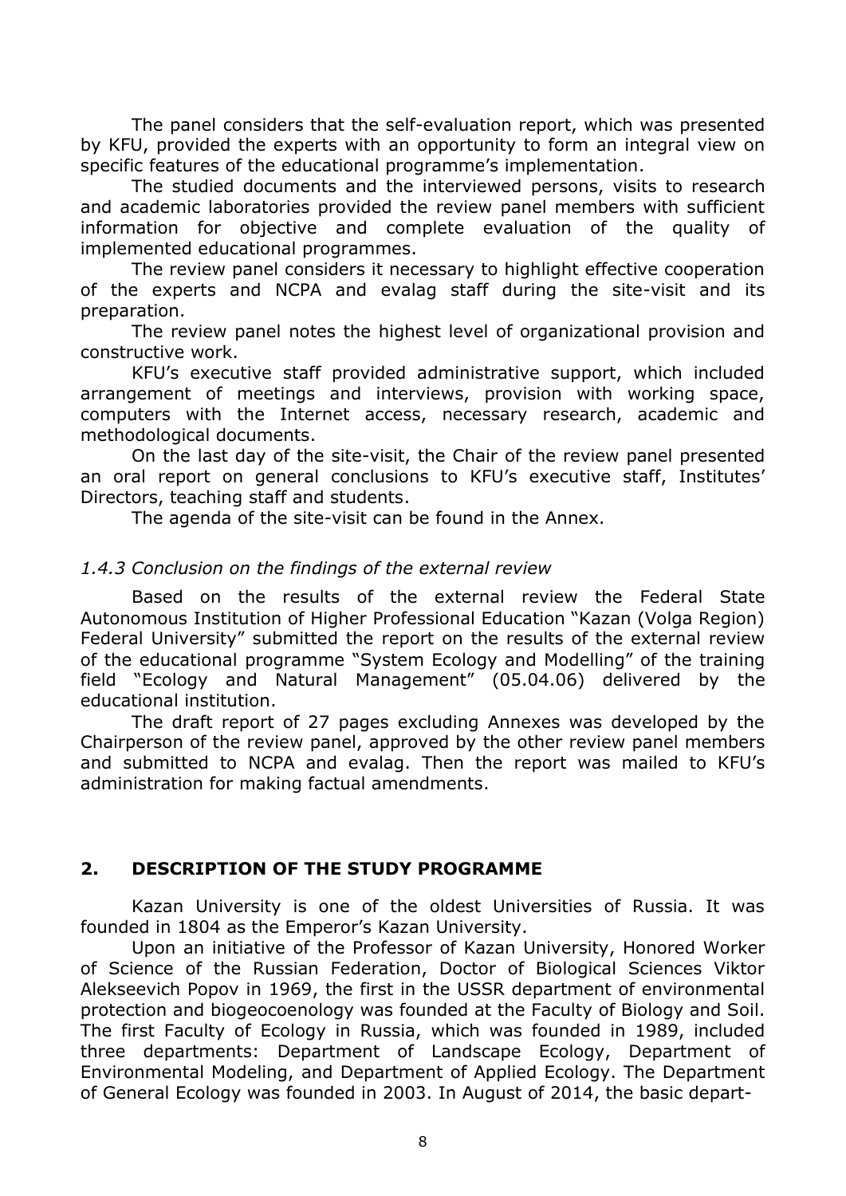The panel considers that the self-evaluation report, which was presented by KFU, provided the experts with an opportunity to form an integral view on specific features of the educational programme's implementation.

The studied documents and the interviewed persons, visits to research and academic laboratories provided the review panel members with sufficient information for objective and complete evaluation of the quality of implemented educational programmes.

The review panel considers it necessary to highlight effective cooperation of the experts and NCPA and evalag staff during the site-visit and its preparation.

The review panel notes the highest level of organizational provision and constructive work.

KFU's executive staff provided administrative support, which included arrangement of meetings and interviews, provision with working space, computers with the Internet access, necessary research, academic and methodological documents.

On the last day of the site-visit, the Chair of the review panel presented an oral report on general conclusions to KFU's executive staff, Institutes' Directors, teaching staff and students.

The agenda of the site-visit can be found in the Annex.

### *1.4.3 Conclusion on the findings of the external review*

Based on the results of the external review the Federal State Autonomous Institution of Higher Professional Education "Kazan (Volga Region) Federal University" submitted the report on the results of the external review of the educational programme "System Ecology and Modelling" of the training field "Ecology and Natural Management" (05.04.06) delivered by the educational institution.

The draft report of 27 pages excluding Annexes was developed by the Chairperson of the review panel, approved by the other review panel members and submitted to NCPA and evalag. Then the report was mailed to KFU's administration for making factual amendments.

## **2. DESCRIPTION OF THE STUDY PROGRAMME**

Kazan University is one of the oldest Universities of Russia. It was founded in 1804 as the Emperor's Kazan University.

Upon an initiative of the Professor of Kazan University, Honored Worker of Science of the Russian Federation, Doctor of Biological Sciences Viktor Alekseevich Popov in 1969, the first in the USSR department of environmental protection and biogeocoenology was founded at the Faculty of Biology and Soil. The first Faculty of Ecology in Russia, which was founded in 1989, included three departments: Department of Landscape Ecology, Department of Environmental Modeling, and Department of Applied Ecology. The Department of General Ecology was founded in 2003. In August of 2014, the basic depart-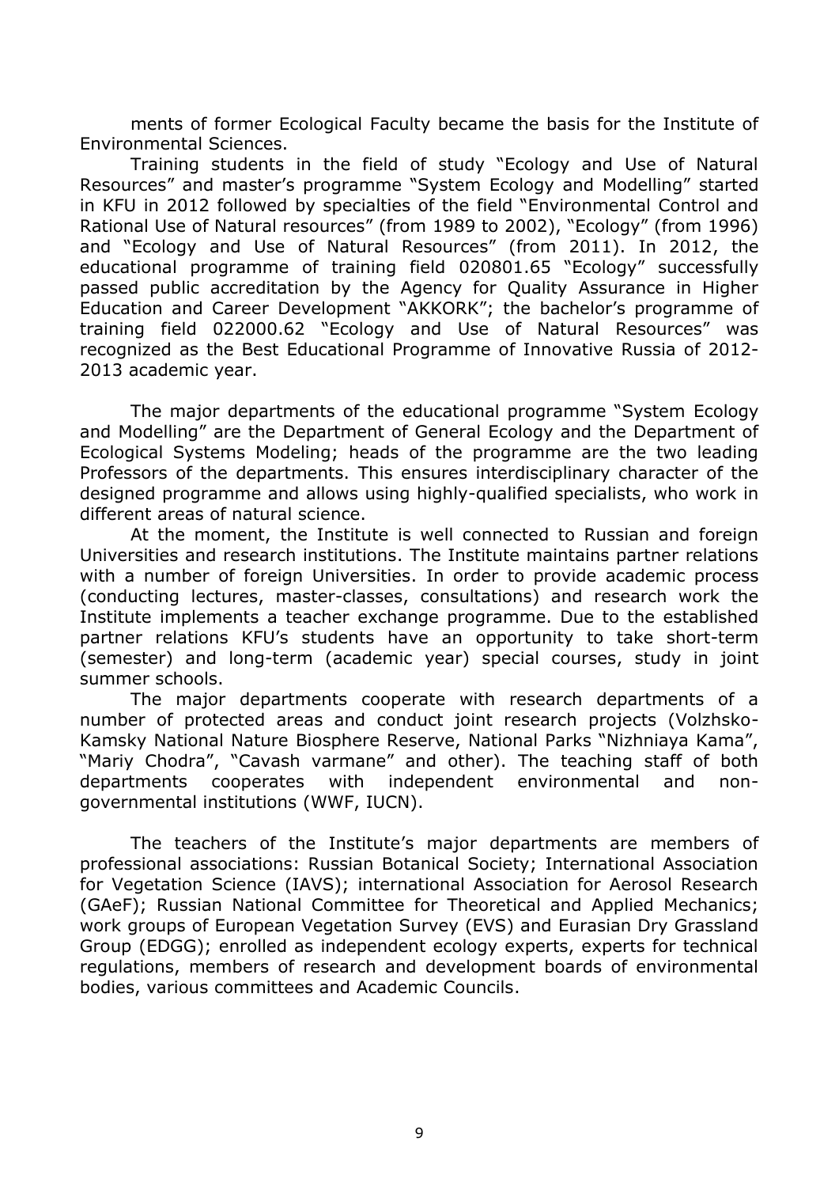ments of former Ecological Faculty became the basis for the Institute of Environmental Sciences.

Training students in the field of study "Ecology and Use of Natural Resources" and master's programme "System Ecology and Modelling" started in KFU in 2012 followed by specialties of the field "Environmental Control and Rational Use of Natural resources" (from 1989 to 2002), "Ecology" (from 1996) and "Ecology and Use of Natural Resources" (from 2011). In 2012, the educational programme of training field 020801.65 "Ecology" successfully passed public accreditation by the Agency for Quality Assurance in Higher Education and Career Development "AKKORK"; the bachelor's programme of training field 022000.62 "Ecology and Use of Natural Resources" was recognized as the Best Educational Programme of Innovative Russia of 2012-2013 academic year.

The major departments of the educational programme "System Ecology and Modelling" are the Department of General Ecology and the Department of Ecological Systems Modeling; heads of the programme are the two leading Professors of the departments. This ensures interdisciplinary character of the designed programme and allows using highly-qualified specialists, who work in different areas of natural science.

At the moment, the Institute is well connected to Russian and foreign Universities and research institutions. The Institute maintains partner relations with a number of foreign Universities. In order to provide academic process (conducting lectures, master-classes, consultations) and research work the Institute implements a teacher exchange programme. Due to the established partner relations KFU's students have an opportunity to take short-term (semester) and long-term (academic year) special courses, study in joint summer schools.

The major departments cooperate with research departments of a number of protected areas and conduct joint research projects (Volzhsko-Kamsky National Nature Biosphere Reserve, National Parks "Nizhniaya Kama", "Mariy Chodra", "Cavash varmane" and other). The teaching staff of both departments cooperates with independent environmental and non-governmental institutions (WWF, IUCN).

The teachers of the Institute's major departments are members of professional associations: Russian Botanical Society; International Association for Vegetation Science (IAVS); international Association for Aerosol Research (GAeF); Russian National Committee for Theoretical and Applied Mechanics; work groups of European Vegetation Survey (EVS) and Eurasian Dry Grassland Group (EDGG); enrolled as independent ecology experts, experts for technical regulations, members of research and development boards of environmental bodies, various committees and Academic Councils.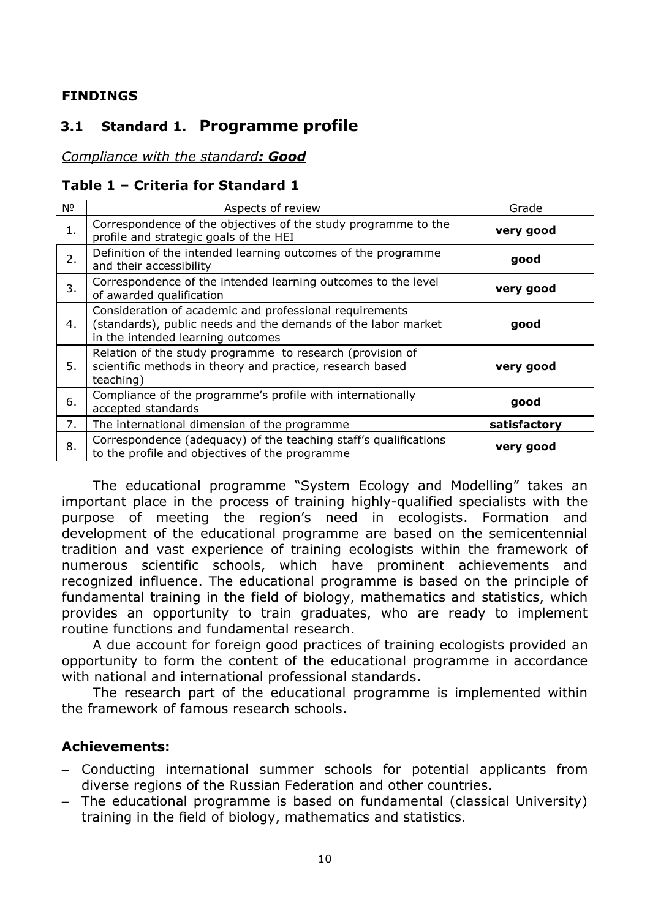## FINDINGS

### 3.1 Standard 1. Programme profile

*Compliance with the standard: **Good***

**Table 1 – Criteria for Standard 1**

| № | Aspects of review | Grade |
|---|---|---|
| 1. | Correspondence of the objectives of the study programme to the profile and strategic goals of the HEI | **very good** |
| 2. | Definition of the intended learning outcomes of the programme and their accessibility | **good** |
| 3. | Correspondence of the intended learning outcomes to the level of awarded qualification | **very good** |
| 4. | Consideration of academic and professional requirements (standards), public needs and the demands of the labor market in the intended learning outcomes | **good** |
| 5. | Relation of the study programme to research (provision of scientific methods in theory and practice, research based teaching) | **very good** |
| 6. | Compliance of the programme's profile with internationally accepted standards | **good** |
| 7. | The international dimension of the programme | **satisfactory** |
| 8. | Correspondence (adequacy) of the teaching staff's qualifications to the profile and objectives of the programme | **very good** |

The educational programme "System Ecology and Modelling" takes an important place in the process of training highly-qualified specialists with the purpose of meeting the region's need in ecologists. Formation and development of the educational programme are based on the semicentennial tradition and vast experience of training ecologists within the framework of numerous scientific schools, which have prominent achievements and recognized influence. The educational programme is based on the principle of fundamental training in the field of biology, mathematics and statistics, which provides an opportunity to train graduates, who are ready to implement routine functions and fundamental research.

A due account for foreign good practices of training ecologists provided an opportunity to form the content of the educational programme in accordance with national and international professional standards.

The research part of the educational programme is implemented within the framework of famous research schools.

**Achievements:**

- Conducting international summer schools for potential applicants from diverse regions of the Russian Federation and other countries.
- The educational programme is based on fundamental (classical University) training in the field of biology, mathematics and statistics.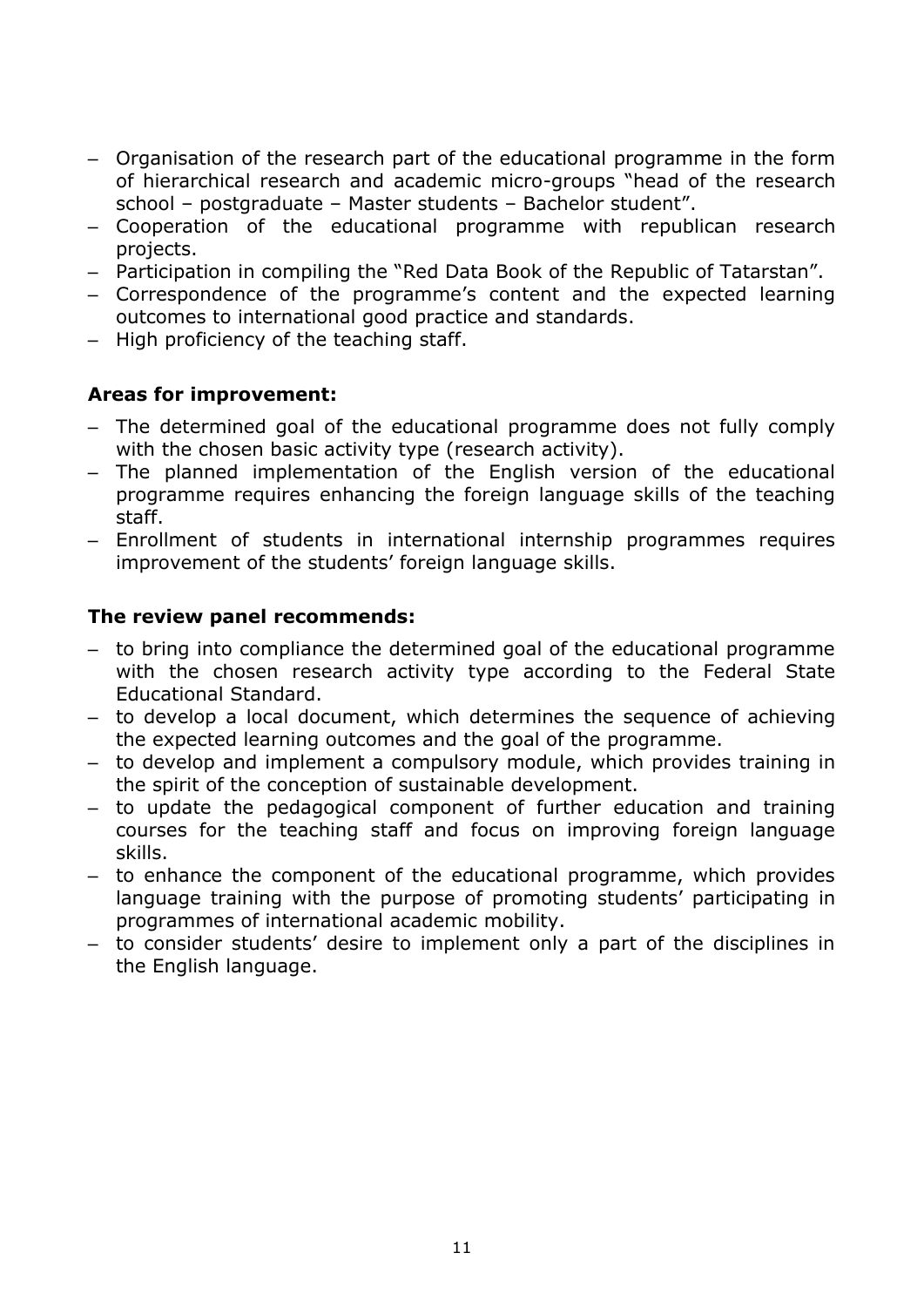- Organisation of the research part of the educational programme in the form of hierarchical research and academic micro-groups "head of the research school – postgraduate – Master students – Bachelor student".
- Cooperation of the educational programme with republican research projects.
- Participation in compiling the "Red Data Book of the Republic of Tatarstan".
- Correspondence of the programme's content and the expected learning outcomes to international good practice and standards.
- High proficiency of the teaching staff.

**Areas for improvement:**

- The determined goal of the educational programme does not fully comply with the chosen basic activity type (research activity).
- The planned implementation of the English version of the educational programme requires enhancing the foreign language skills of the teaching staff.
- Enrollment of students in international internship programmes requires improvement of the students' foreign language skills.

**The review panel recommends:**

- to bring into compliance the determined goal of the educational programme with the chosen research activity type according to the Federal State Educational Standard.
- to develop a local document, which determines the sequence of achieving the expected learning outcomes and the goal of the programme.
- to develop and implement a compulsory module, which provides training in the spirit of the conception of sustainable development.
- to update the pedagogical component of further education and training courses for the teaching staff and focus on improving foreign language skills.
- to enhance the component of the educational programme, which provides language training with the purpose of promoting students' participating in programmes of international academic mobility.
- to consider students' desire to implement only a part of the disciplines in the English language.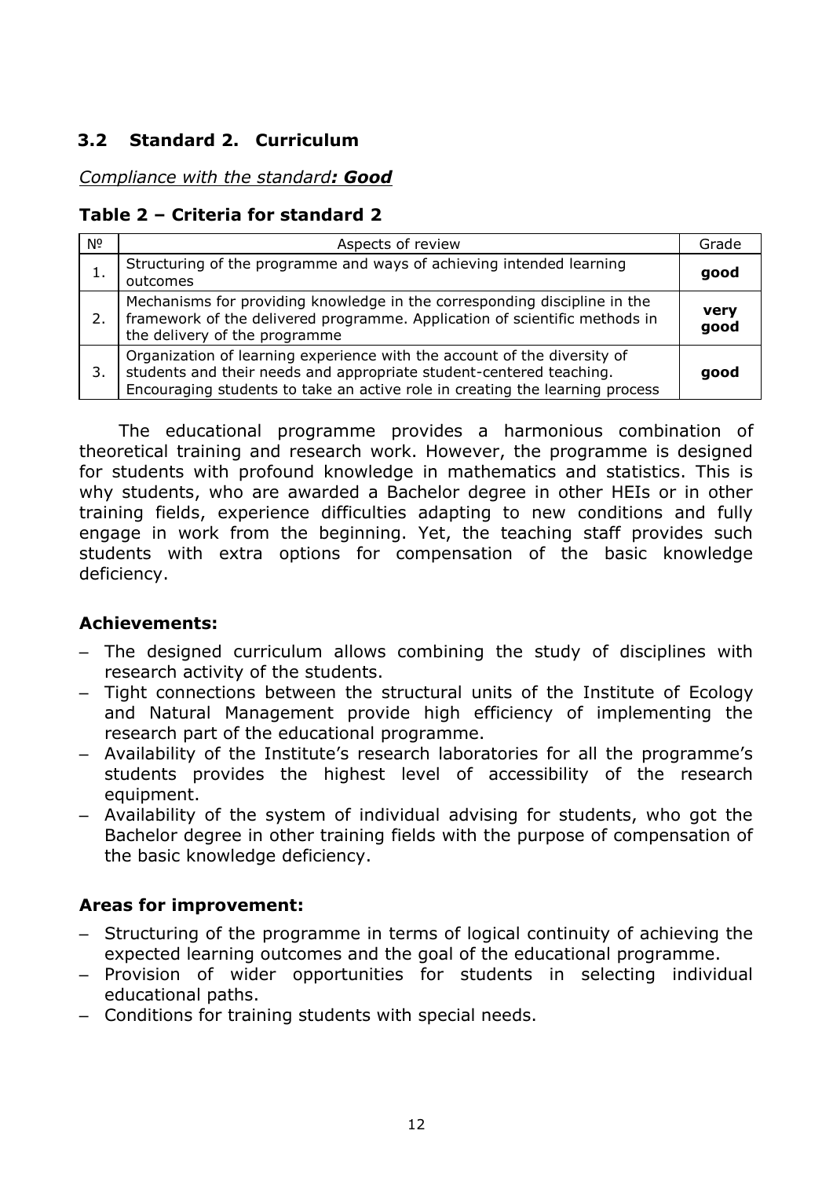## 3.2 Standard 2. Curriculum

*Compliance with the standard**: Good***

### Table 2 – Criteria for standard 2

| № | Aspects of review | Grade |
|---|---|---|
| 1. | Structuring of the programme and ways of achieving intended learning outcomes | **good** |
| 2. | Mechanisms for providing knowledge in the corresponding discipline in the framework of the delivered programme. Application of scientific methods in the delivery of the programme | **very good** |
| 3. | Organization of learning experience with the account of the diversity of students and their needs and appropriate student-centered teaching. Encouraging students to take an active role in creating the learning process | **good** |

The educational programme provides a harmonious combination of theoretical training and research work. However, the programme is designed for students with profound knowledge in mathematics and statistics. This is why students, who are awarded a Bachelor degree in other HEIs or in other training fields, experience difficulties adapting to new conditions and fully engage in work from the beginning. Yet, the teaching staff provides such students with extra options for compensation of the basic knowledge deficiency.

### Achievements:

- The designed curriculum allows combining the study of disciplines with research activity of the students.
- Tight connections between the structural units of the Institute of Ecology and Natural Management provide high efficiency of implementing the research part of the educational programme.
- Availability of the Institute's research laboratories for all the programme's students provides the highest level of accessibility of the research equipment.
- Availability of the system of individual advising for students, who got the Bachelor degree in other training fields with the purpose of compensation of the basic knowledge deficiency.

### Areas for improvement:

- Structuring of the programme in terms of logical continuity of achieving the expected learning outcomes and the goal of the educational programme.
- Provision of wider opportunities for students in selecting individual educational paths.
- Conditions for training students with special needs.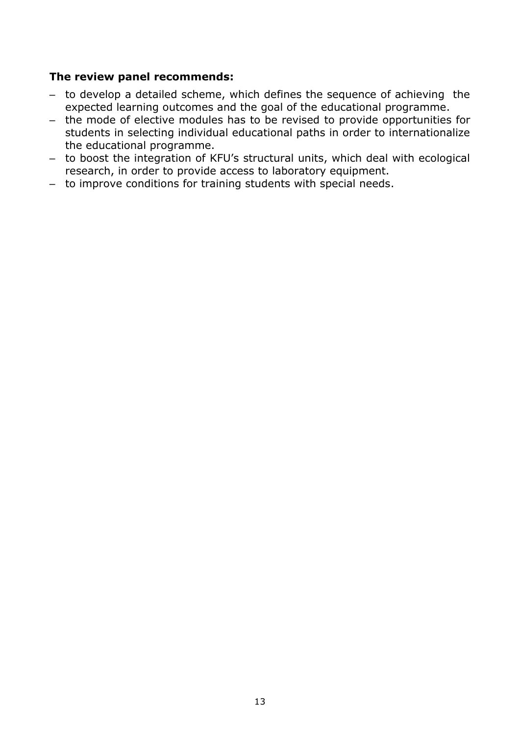**The review panel recommends:**

– to develop a detailed scheme, which defines the sequence of achieving the expected learning outcomes and the goal of the educational programme.
– the mode of elective modules has to be revised to provide opportunities for students in selecting individual educational paths in order to internationalize the educational programme.
– to boost the integration of KFU's structural units, which deal with ecological research, in order to provide access to laboratory equipment.
– to improve conditions for training students with special needs.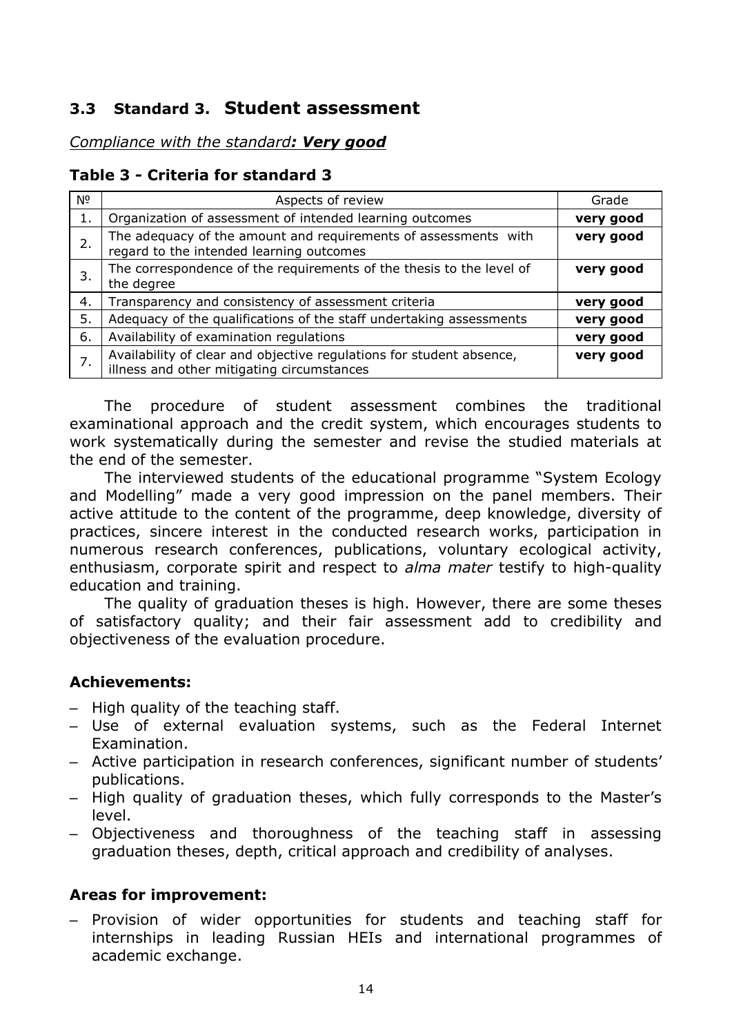## 3.3 Standard 3. Student assessment

*Compliance with the standard**: Very good***

**Table 3 - Criteria for standard 3**

| № | Aspects of review | Grade |
|---|---|---|
| 1. | Organization of assessment of intended learning outcomes | **very good** |
| 2. | The adequacy of the amount and requirements of assessments with regard to the intended learning outcomes | **very good** |
| 3. | The correspondence of the requirements of the thesis to the level of the degree | **very good** |
| 4. | Transparency and consistency of assessment criteria | **very good** |
| 5. | Adequacy of the qualifications of the staff undertaking assessments | **very good** |
| 6. | Availability of examination regulations | **very good** |
| 7. | Availability of clear and objective regulations for student absence, illness and other mitigating circumstances | **very good** |

The procedure of student assessment combines the traditional examinational approach and the credit system, which encourages students to work systematically during the semester and revise the studied materials at the end of the semester.

The interviewed students of the educational programme "System Ecology and Modelling" made a very good impression on the panel members. Their active attitude to the content of the programme, deep knowledge, diversity of practices, sincere interest in the conducted research works, participation in numerous research conferences, publications, voluntary ecological activity, enthusiasm, corporate spirit and respect to *alma mater* testify to high-quality education and training.

The quality of graduation theses is high. However, there are some theses of satisfactory quality; and their fair assessment add to credibility and objectiveness of the evaluation procedure.

### Achievements:

- High quality of the teaching staff.
- Use of external evaluation systems, such as the Federal Internet Examination.
- Active participation in research conferences, significant number of students' publications.
- High quality of graduation theses, which fully corresponds to the Master's level.
- Objectiveness and thoroughness of the teaching staff in assessing graduation theses, depth, critical approach and credibility of analyses.

### Areas for improvement:

- Provision of wider opportunities for students and teaching staff for internships in leading Russian HEIs and international programmes of academic exchange.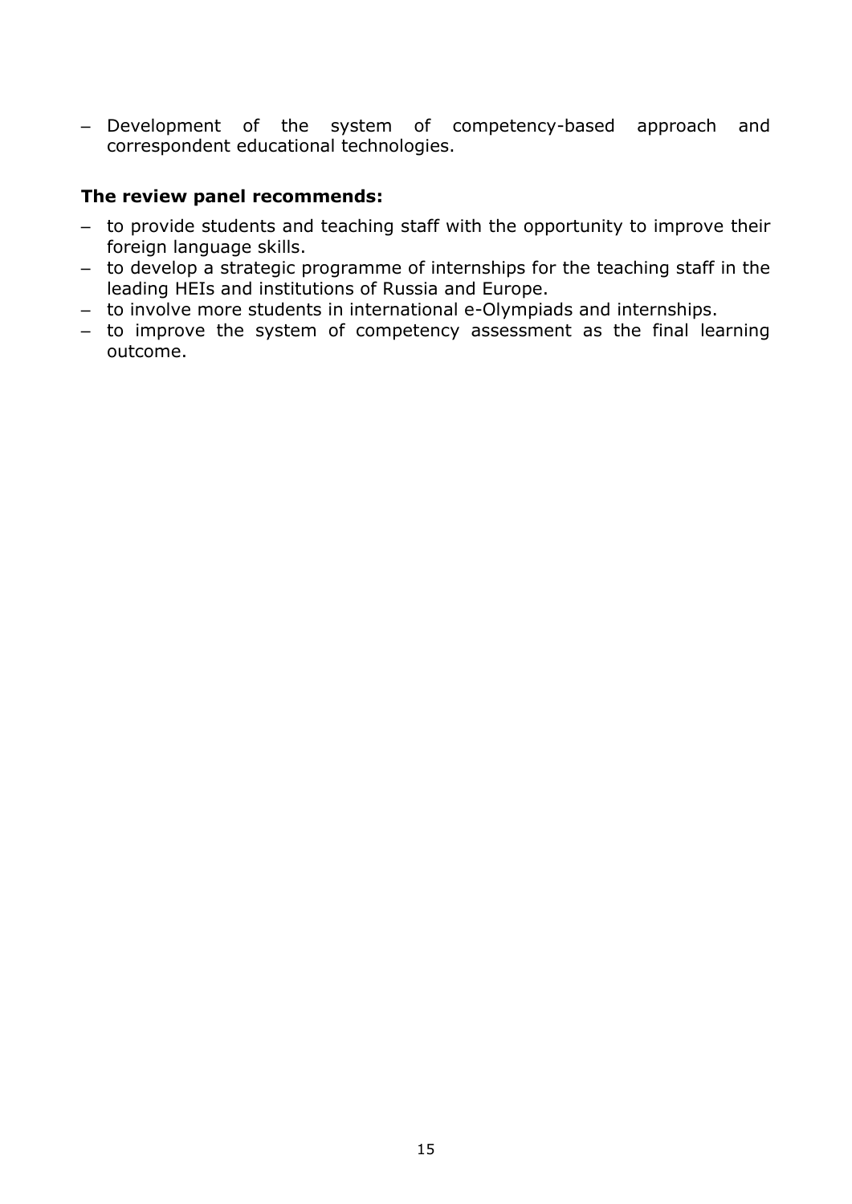- Development of the system of competency-based approach and correspondent educational technologies.

**The review panel recommends:**

- to provide students and teaching staff with the opportunity to improve their foreign language skills.
- to develop a strategic programme of internships for the teaching staff in the leading HEIs and institutions of Russia and Europe.
- to involve more students in international e-Olympiads and internships.
- to improve the system of competency assessment as the final learning outcome.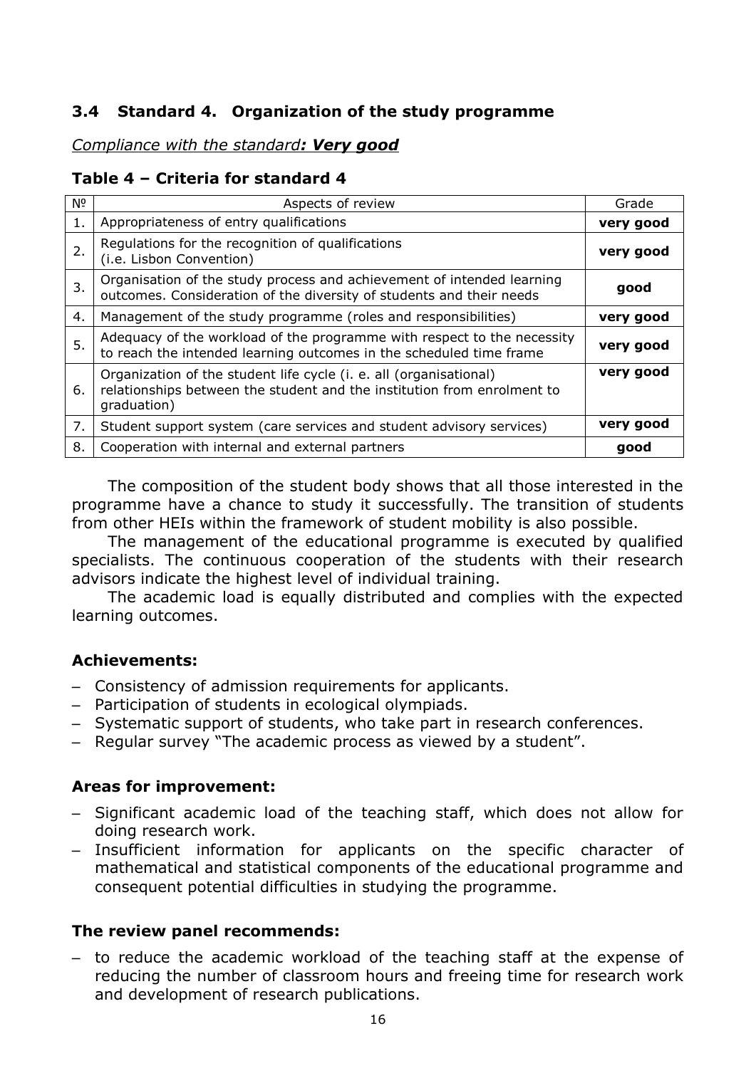### 3.4 Standard 4. Organization of the study programme

*Compliance with the standard**: Very good***

**Table 4 – Criteria for standard 4**

| № | Aspects of review | Grade |
|---|---|---|
| 1. | Appropriateness of entry qualifications | **very good** |
| 2. | Regulations for the recognition of qualifications (i.e. Lisbon Convention) | **very good** |
| 3. | Organisation of the study process and achievement of intended learning outcomes. Consideration of the diversity of students and their needs | **good** |
| 4. | Management of the study programme (roles and responsibilities) | **very good** |
| 5. | Adequacy of the workload of the programme with respect to the necessity to reach the intended learning outcomes in the scheduled time frame | **very good** |
| 6. | Organization of the student life cycle (i. e. all (organisational) relationships between the student and the institution from enrolment to graduation) | **very good** |
| 7. | Student support system (care services and student advisory services) | **very good** |
| 8. | Cooperation with internal and external partners | **good** |

The composition of the student body shows that all those interested in the programme have a chance to study it successfully. The transition of students from other HEIs within the framework of student mobility is also possible.

The management of the educational programme is executed by qualified specialists. The continuous cooperation of the students with their research advisors indicate the highest level of individual training.

The academic load is equally distributed and complies with the expected learning outcomes.

#### Achievements:

- Consistency of admission requirements for applicants.
- Participation of students in ecological olympiads.
- Systematic support of students, who take part in research conferences.
- Regular survey "The academic process as viewed by a student".

#### Areas for improvement:

- Significant academic load of the teaching staff, which does not allow for doing research work.
- Insufficient information for applicants on the specific character of mathematical and statistical components of the educational programme and consequent potential difficulties in studying the programme.

#### The review panel recommends:

- to reduce the academic workload of the teaching staff at the expense of reducing the number of classroom hours and freeing time for research work and development of research publications.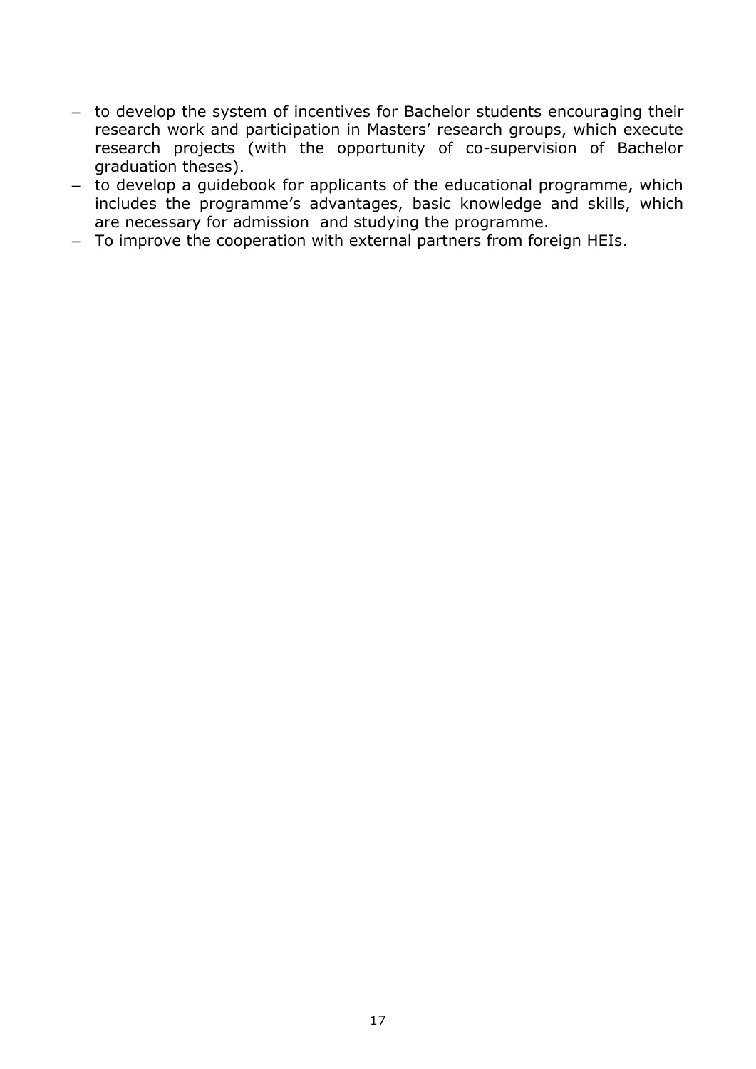- to develop the system of incentives for Bachelor students encouraging their research work and participation in Masters' research groups, which execute research projects (with the opportunity of co-supervision of Bachelor graduation theses).
- to develop a guidebook for applicants of the educational programme, which includes the programme's advantages, basic knowledge and skills, which are necessary for admission and studying the programme.
- To improve the cooperation with external partners from foreign HEIs.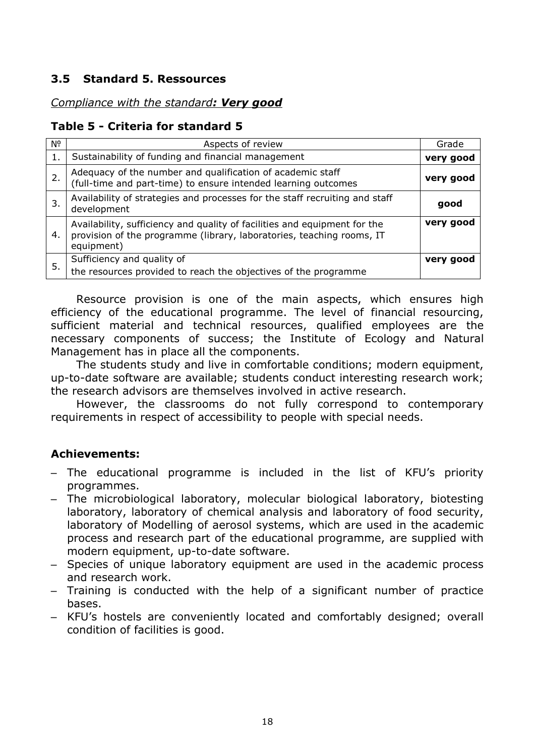### 3.5 Standard 5. Ressources

*Compliance with the standard**: Very good***

**Table 5 - Criteria for standard 5**

| № | Aspects of review | Grade |
|---|---|---|
| 1. | Sustainability of funding and financial management | **very good** |
| 2. | Adequacy of the number and qualification of academic staff (full-time and part-time) to ensure intended learning outcomes | **very good** |
| 3. | Availability of strategies and processes for the staff recruiting and staff development | **good** |
| 4. | Availability, sufficiency and quality of facilities and equipment for the provision of the programme (library, laboratories, teaching rooms, IT equipment) | **very good** |
| 5. | Sufficiency and quality of the resources provided to reach the objectives of the programme | **very good** |

Resource provision is one of the main aspects, which ensures high efficiency of the educational programme. The level of financial resourcing, sufficient material and technical resources, qualified employees are the necessary components of success; the Institute of Ecology and Natural Management has in place all the components.

The students study and live in comfortable conditions; modern equipment, up-to-date software are available; students conduct interesting research work; the research advisors are themselves involved in active research.

However, the classrooms do not fully correspond to contemporary requirements in respect of accessibility to people with special needs.

**Achievements:**

- The educational programme is included in the list of KFU's priority programmes.
- The microbiological laboratory, molecular biological laboratory, biotesting laboratory, laboratory of chemical analysis and laboratory of food security, laboratory of Modelling of aerosol systems, which are used in the academic process and research part of the educational programme, are supplied with modern equipment, up-to-date software.
- Species of unique laboratory equipment are used in the academic process and research work.
- Training is conducted with the help of a significant number of practice bases.
- KFU's hostels are conveniently located and comfortably designed; overall condition of facilities is good.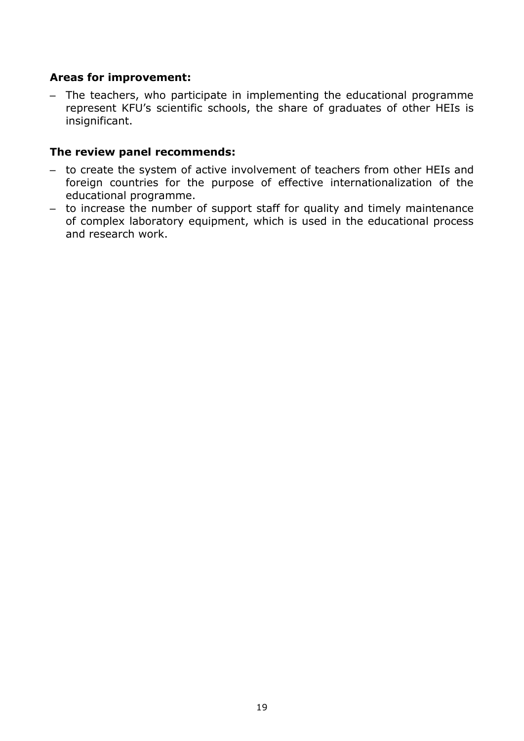**Areas for improvement:**

– The teachers, who participate in implementing the educational programme represent KFU's scientific schools, the share of graduates of other HEIs is insignificant.

**The review panel recommends:**

– to create the system of active involvement of teachers from other HEIs and foreign countries for the purpose of effective internationalization of the educational programme.
– to increase the number of support staff for quality and timely maintenance of complex laboratory equipment, which is used in the educational process and research work.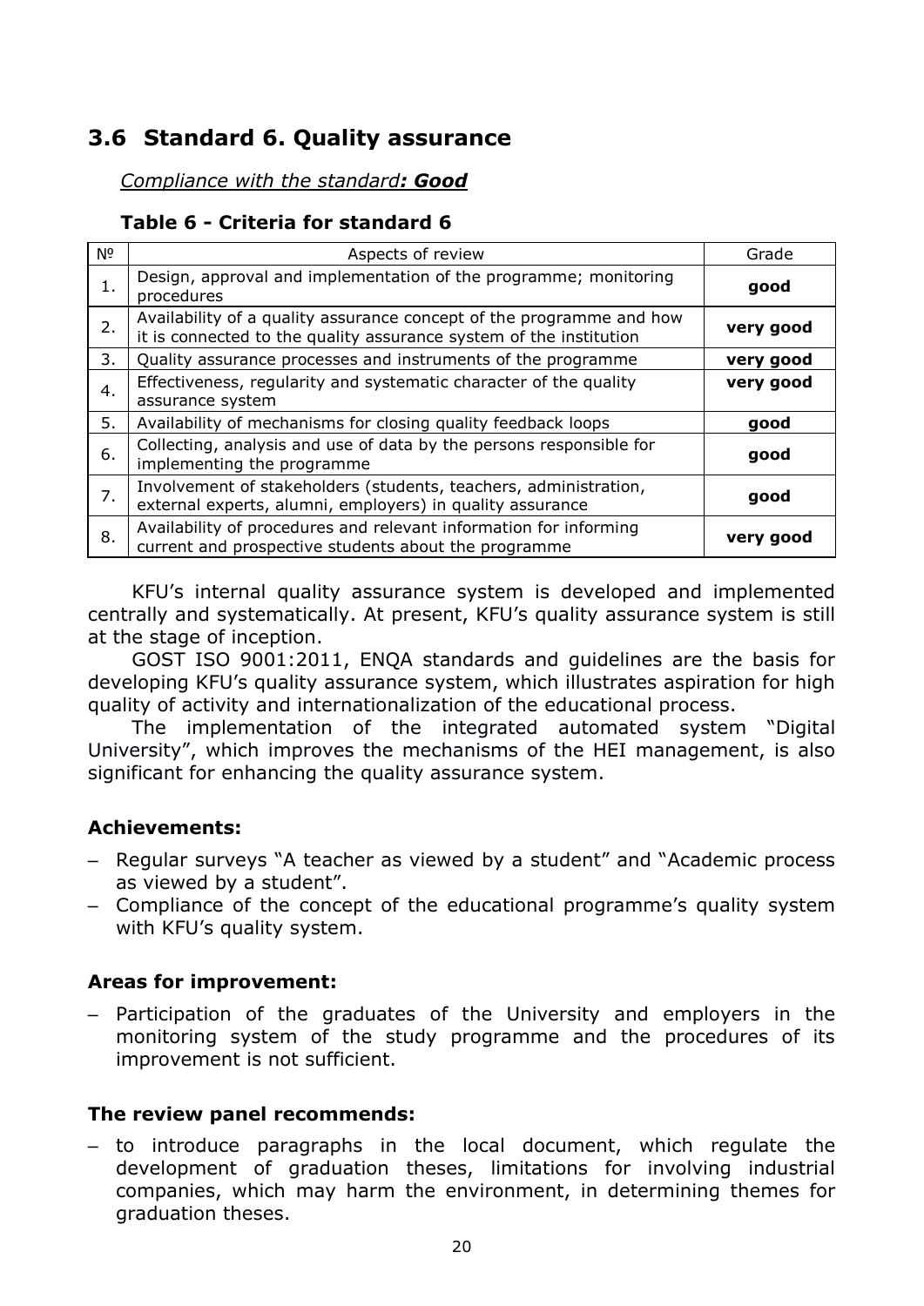## 3.6 Standard 6. Quality assurance

*Compliance with the standard**: Good***

**Table 6 - Criteria for standard 6**

| № | Aspects of review | Grade |
|---|---|---|
| 1. | Design, approval and implementation of the programme; monitoring procedures | **good** |
| 2. | Availability of a quality assurance concept of the programme and how it is connected to the quality assurance system of the institution | **very good** |
| 3. | Quality assurance processes and instruments of the programme | **very good** |
| 4. | Effectiveness, regularity and systematic character of the quality assurance system | **very good** |
| 5. | Availability of mechanisms for closing quality feedback loops | **good** |
| 6. | Collecting, analysis and use of data by the persons responsible for implementing the programme | **good** |
| 7. | Involvement of stakeholders (students, teachers, administration, external experts, alumni, employers) in quality assurance | **good** |
| 8. | Availability of procedures and relevant information for informing current and prospective students about the programme | **very good** |

KFU's internal quality assurance system is developed and implemented centrally and systematically. At present, KFU's quality assurance system is still at the stage of inception.

GOST ISO 9001:2011, ENQA standards and guidelines are the basis for developing KFU's quality assurance system, which illustrates aspiration for high quality of activity and internationalization of the educational process.

The implementation of the integrated automated system "Digital University", which improves the mechanisms of the HEI management, is also significant for enhancing the quality assurance system.

### Achievements:

- Regular surveys "A teacher as viewed by a student" and "Academic process as viewed by a student".
- Compliance of the concept of the educational programme's quality system with KFU's quality system.

### Areas for improvement:

- Participation of the graduates of the University and employers in the monitoring system of the study programme and the procedures of its improvement is not sufficient.

### The review panel recommends:

- to introduce paragraphs in the local document, which regulate the development of graduation theses, limitations for involving industrial companies, which may harm the environment, in determining themes for graduation theses.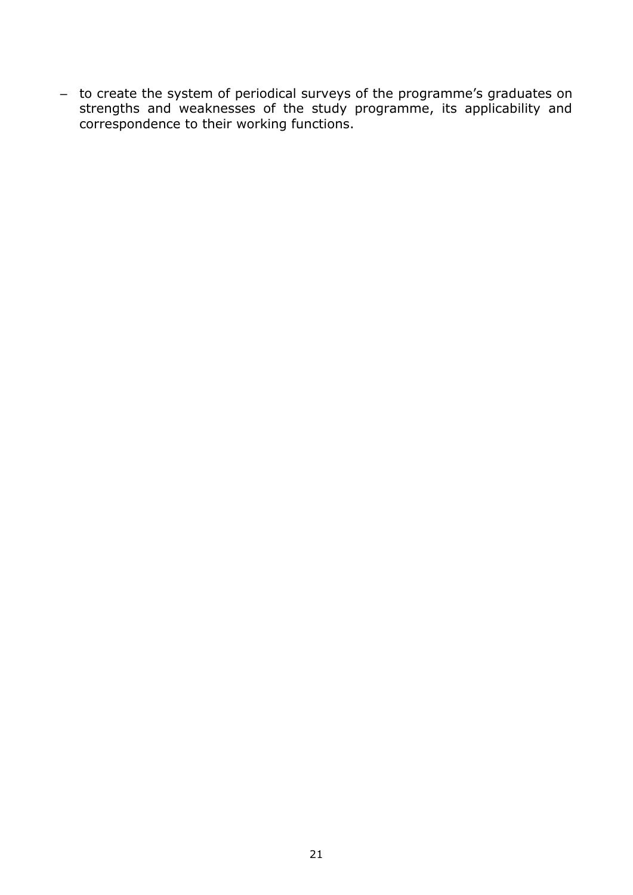- to create the system of periodical surveys of the programme's graduates on strengths and weaknesses of the study programme, its applicability and correspondence to their working functions.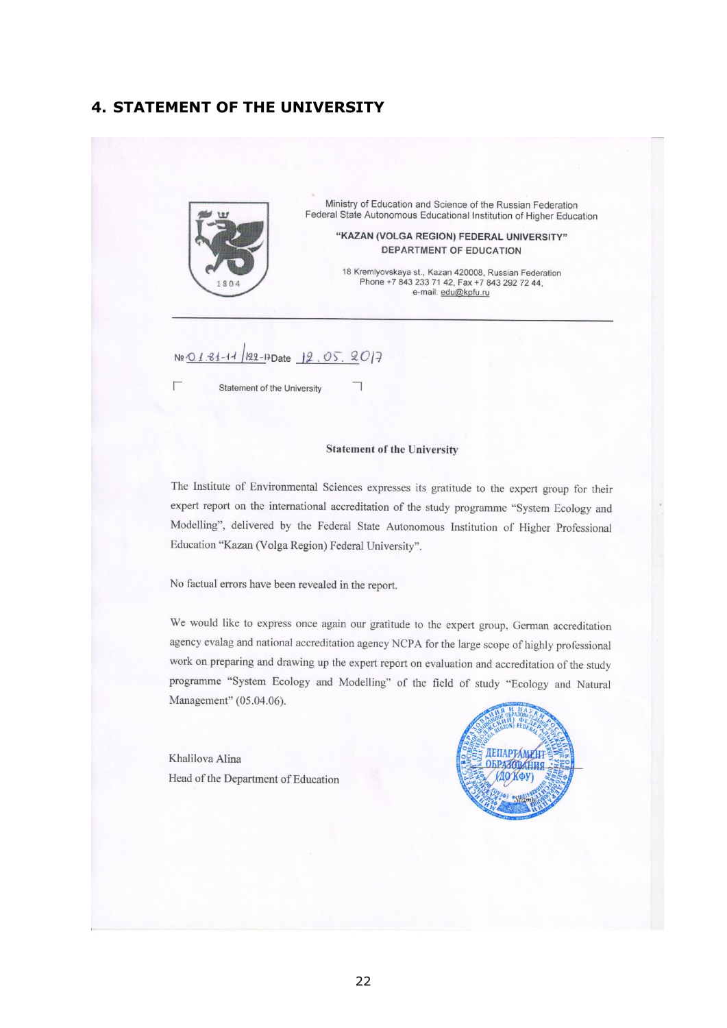## 4. STATEMENT OF THE UNIVERSITY

Ministry of Education and Science of the Russian Federation
Federal State Autonomous Educational Institution of Higher Education

**"KAZAN (VOLGA REGION) FEDERAL UNIVERSITY"**
**DEPARTMENT OF EDUCATION**

18 Kremlyovskaya st., Kazan 420008, Russian Federation
Phone +7 843 233 71 42, Fax +7 843 292 72 44,
e-mail: edu@kpfu.ru

№ 01.81-11/122-17 Date 12.05.2017

Statement of the University

**Statement of the University**

The Institute of Environmental Sciences expresses its gratitude to the expert group for their expert report on the international accreditation of the study programme "System Ecology and Modelling", delivered by the Federal State Autonomous Institution of Higher Professional Education "Kazan (Volga Region) Federal University".

No factual errors have been revealed in the report.

We would like to express once again our gratitude to the expert group, German accreditation agency evalag and national accreditation agency NCPA for the large scope of highly professional work on preparing and drawing up the expert report on evaluation and accreditation of the study programme "System Ecology and Modelling" of the field of study "Ecology and Natural Management" (05.04.06).

Khalilova Alina
Head of the Department of Education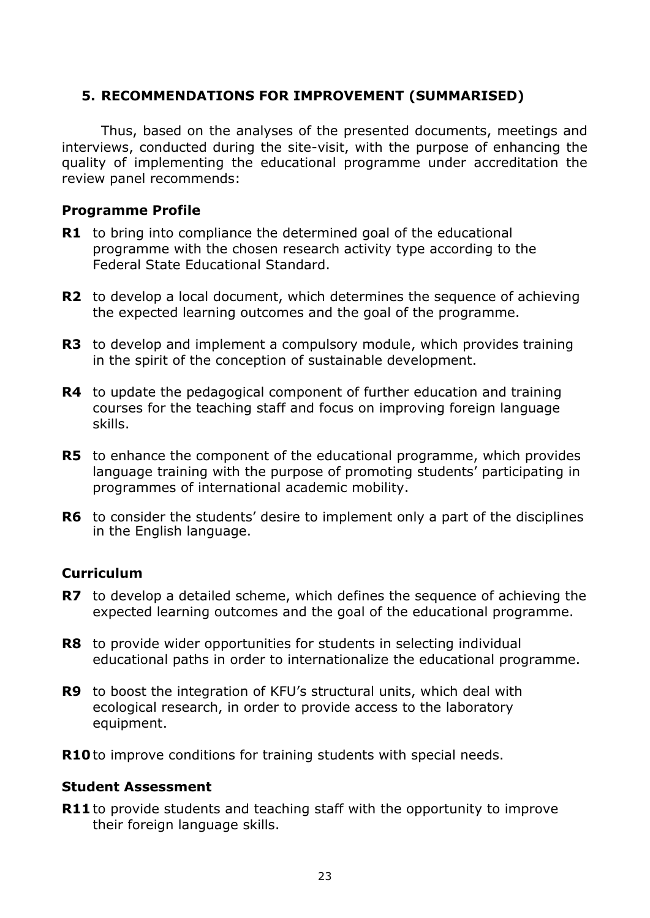## 5. RECOMMENDATIONS FOR IMPROVEMENT (SUMMARISED)

Thus, based on the analyses of the presented documents, meetings and interviews, conducted during the site-visit, with the purpose of enhancing the quality of implementing the educational programme under accreditation the review panel recommends:

### Programme Profile

**R1** to bring into compliance the determined goal of the educational programme with the chosen research activity type according to the Federal State Educational Standard.

**R2** to develop a local document, which determines the sequence of achieving the expected learning outcomes and the goal of the programme.

**R3** to develop and implement a compulsory module, which provides training in the spirit of the conception of sustainable development.

**R4** to update the pedagogical component of further education and training courses for the teaching staff and focus on improving foreign language skills.

**R5** to enhance the component of the educational programme, which provides language training with the purpose of promoting students' participating in programmes of international academic mobility.

**R6** to consider the students' desire to implement only a part of the disciplines in the English language.

### Curriculum

**R7** to develop a detailed scheme, which defines the sequence of achieving the expected learning outcomes and the goal of the educational programme.

**R8** to provide wider opportunities for students in selecting individual educational paths in order to internationalize the educational programme.

**R9** to boost the integration of KFU's structural units, which deal with ecological research, in order to provide access to the laboratory equipment.

**R10** to improve conditions for training students with special needs.

### Student Assessment

**R11** to provide students and teaching staff with the opportunity to improve their foreign language skills.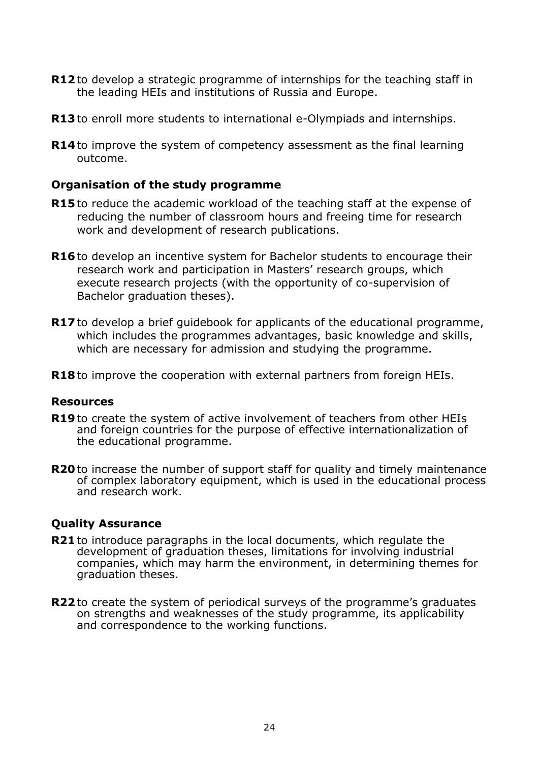**R12** to develop a strategic programme of internships for the teaching staff in the leading HEIs and institutions of Russia and Europe.

**R13** to enroll more students to international e-Olympiads and internships.

**R14** to improve the system of competency assessment as the final learning outcome.

### Organisation of the study programme

**R15** to reduce the academic workload of the teaching staff at the expense of reducing the number of classroom hours and freeing time for research work and development of research publications.

**R16** to develop an incentive system for Bachelor students to encourage their research work and participation in Masters' research groups, which execute research projects (with the opportunity of co-supervision of Bachelor graduation theses).

**R17** to develop a brief guidebook for applicants of the educational programme, which includes the programmes advantages, basic knowledge and skills, which are necessary for admission and studying the programme.

**R18** to improve the cooperation with external partners from foreign HEIs.

### Resources

**R19** to create the system of active involvement of teachers from other HEIs and foreign countries for the purpose of effective internationalization of the educational programme.

**R20** to increase the number of support staff for quality and timely maintenance of complex laboratory equipment, which is used in the educational process and research work.

### Quality Assurance

**R21** to introduce paragraphs in the local documents, which regulate the development of graduation theses, limitations for involving industrial companies, which may harm the environment, in determining themes for graduation theses.

**R22** to create the system of periodical surveys of the programme's graduates on strengths and weaknesses of the study programme, its applicability and correspondence to the working functions.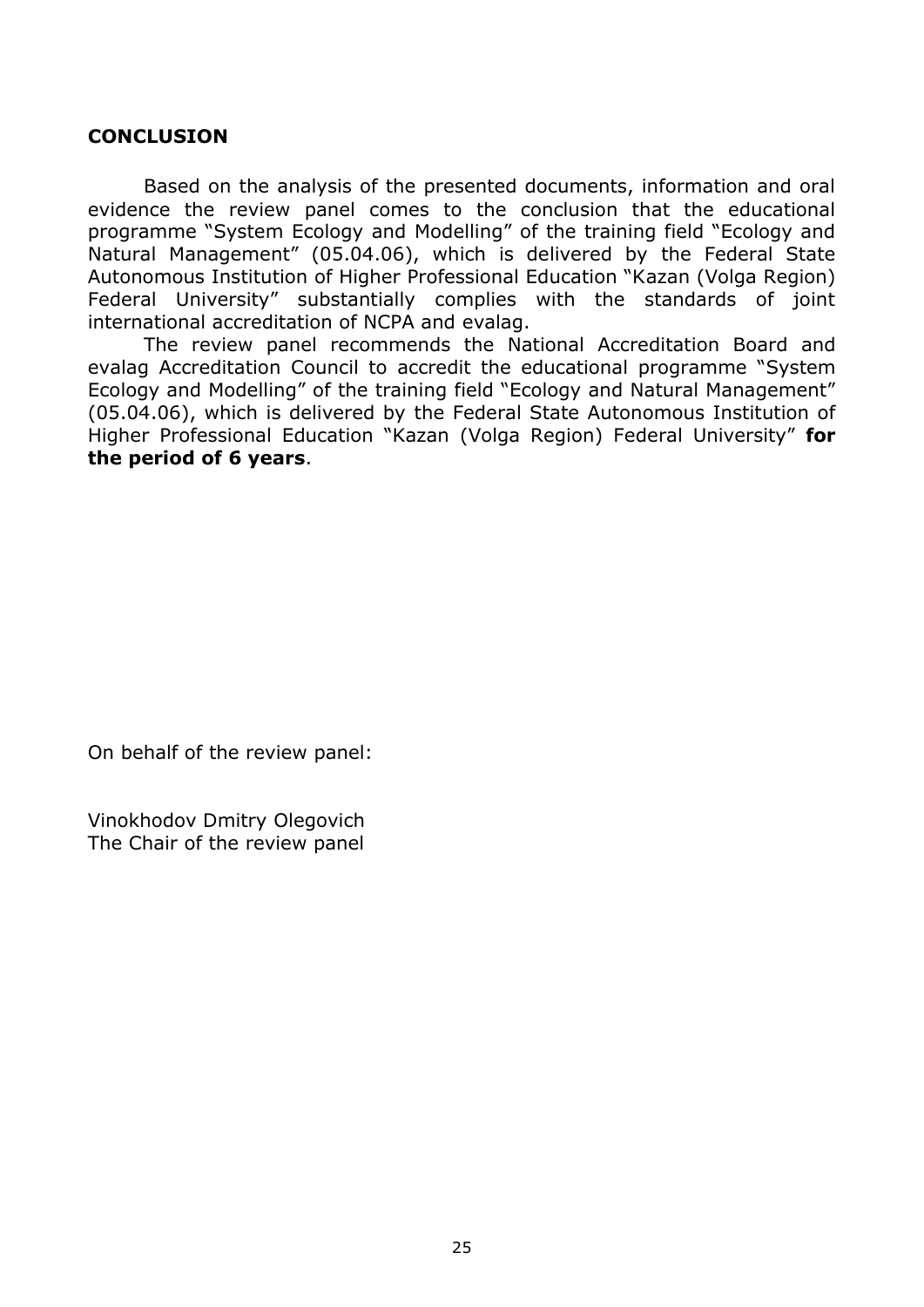## CONCLUSION

Based on the analysis of the presented documents, information and oral evidence the review panel comes to the conclusion that the educational programme "System Ecology and Modelling" of the training field "Ecology and Natural Management" (05.04.06), which is delivered by the Federal State Autonomous Institution of Higher Professional Education "Kazan (Volga Region) Federal University" substantially complies with the standards of joint international accreditation of NCPA and evalag.

The review panel recommends the National Accreditation Board and evalag Accreditation Council to accredit the educational programme "System Ecology and Modelling" of the training field "Ecology and Natural Management" (05.04.06), which is delivered by the Federal State Autonomous Institution of Higher Professional Education "Kazan (Volga Region) Federal University" **for the period of 6 years**.

On behalf of the review panel:

Vinokhodov Dmitry Olegovich
The Chair of the review panel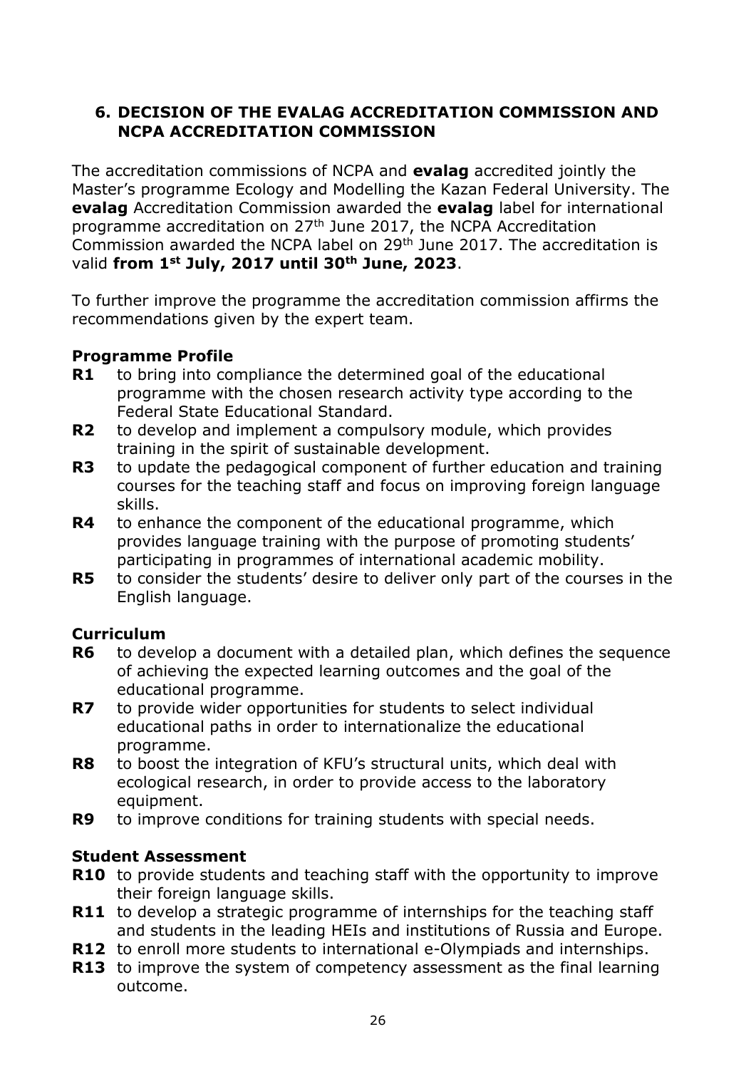## 6. DECISION OF THE EVALAG ACCREDITATION COMMISSION AND NCPA ACCREDITATION COMMISSION

The accreditation commissions of NCPA and **evalag** accredited jointly the Master's programme Ecology and Modelling the Kazan Federal University. The **evalag** Accreditation Commission awarded the **evalag** label for international programme accreditation on 27th June 2017, the NCPA Accreditation Commission awarded the NCPA label on 29th June 2017. The accreditation is valid **from 1st July, 2017 until 30th June, 2023**.

To further improve the programme the accreditation commission affirms the recommendations given by the expert team.

### Programme Profile

**R1** to bring into compliance the determined goal of the educational programme with the chosen research activity type according to the Federal State Educational Standard.

**R2** to develop and implement a compulsory module, which provides training in the spirit of sustainable development.

**R3** to update the pedagogical component of further education and training courses for the teaching staff and focus on improving foreign language skills.

**R4** to enhance the component of the educational programme, which provides language training with the purpose of promoting students' participating in programmes of international academic mobility.

**R5** to consider the students' desire to deliver only part of the courses in the English language.

### Curriculum

**R6** to develop a document with a detailed plan, which defines the sequence of achieving the expected learning outcomes and the goal of the educational programme.

**R7** to provide wider opportunities for students to select individual educational paths in order to internationalize the educational programme.

**R8** to boost the integration of KFU's structural units, which deal with ecological research, in order to provide access to the laboratory equipment.

**R9** to improve conditions for training students with special needs.

### Student Assessment

**R10** to provide students and teaching staff with the opportunity to improve their foreign language skills.

**R11** to develop a strategic programme of internships for the teaching staff and students in the leading HEIs and institutions of Russia and Europe.

**R12** to enroll more students to international e-Olympiads and internships.

**R13** to improve the system of competency assessment as the final learning outcome.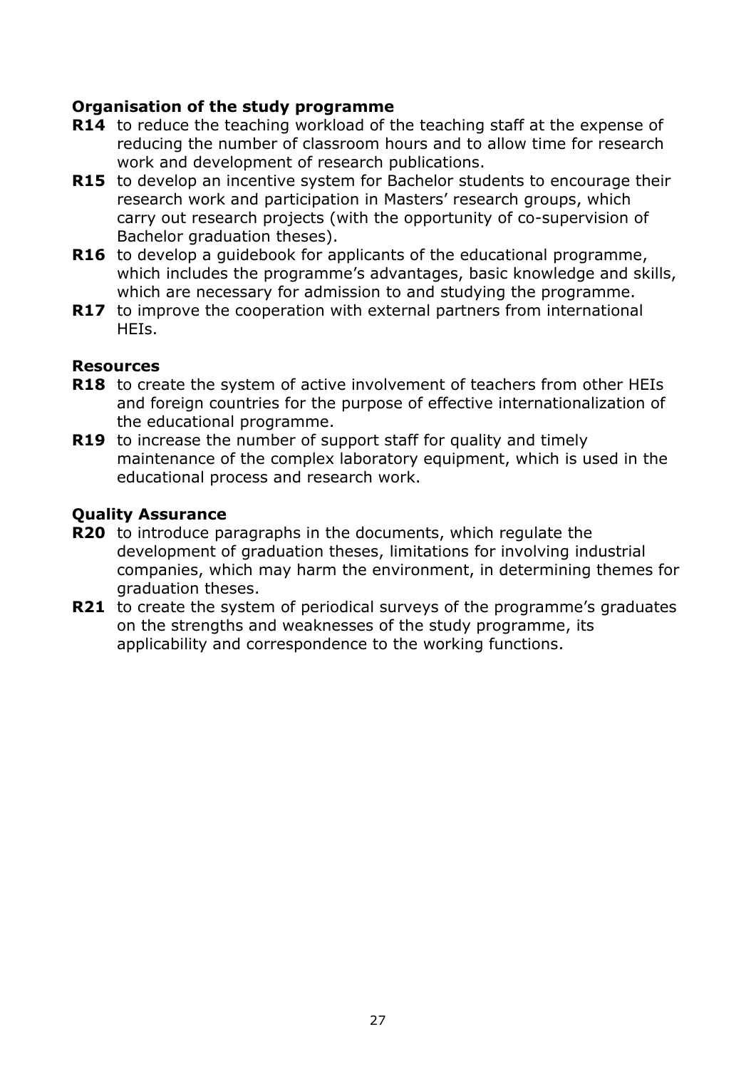**Organisation of the study programme**

**R14** to reduce the teaching workload of the teaching staff at the expense of reducing the number of classroom hours and to allow time for research work and development of research publications.

**R15** to develop an incentive system for Bachelor students to encourage their research work and participation in Masters' research groups, which carry out research projects (with the opportunity of co-supervision of Bachelor graduation theses).

**R16** to develop a guidebook for applicants of the educational programme, which includes the programme's advantages, basic knowledge and skills, which are necessary for admission to and studying the programme.

**R17** to improve the cooperation with external partners from international HEIs.

**Resources**

**R18** to create the system of active involvement of teachers from other HEIs and foreign countries for the purpose of effective internationalization of the educational programme.

**R19** to increase the number of support staff for quality and timely maintenance of the complex laboratory equipment, which is used in the educational process and research work.

**Quality Assurance**

**R20** to introduce paragraphs in the documents, which regulate the development of graduation theses, limitations for involving industrial companies, which may harm the environment, in determining themes for graduation theses.

**R21** to create the system of periodical surveys of the programme's graduates on the strengths and weaknesses of the study programme, its applicability and correspondence to the working functions.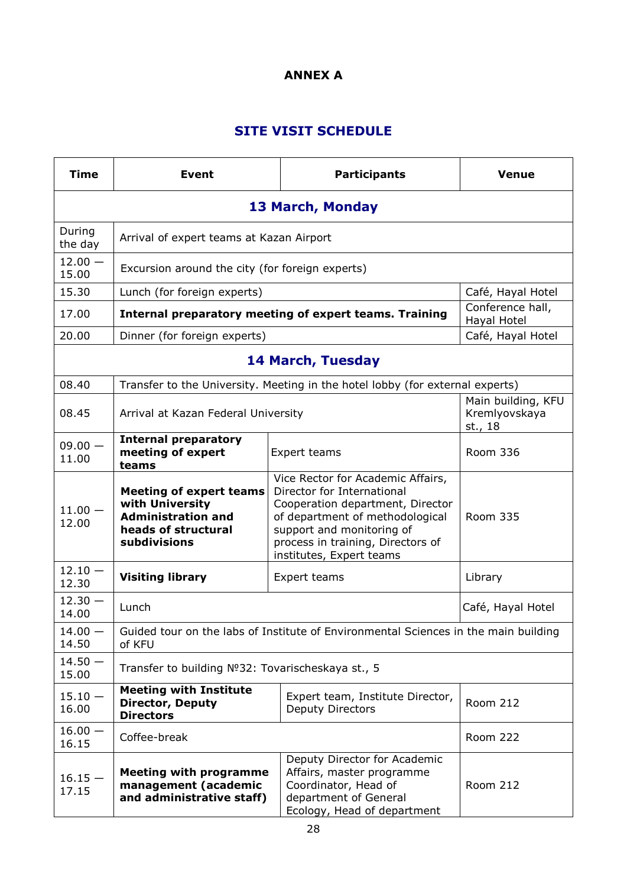## ANNEX A

## SITE VISIT SCHEDULE

| Time | Event | Participants | Venue |
|---|---|---|---|
| **13 March, Monday** | | | |
| During the day | Arrival of expert teams at Kazan Airport | | |
| 12.00 – 15.00 | Excursion around the city (for foreign experts) | | |
| 15.30 | Lunch (for foreign experts) | | Café, Hayal Hotel |
| 17.00 | **Internal preparatory meeting of expert teams. Training** | | Conference hall, Hayal Hotel |
| 20.00 | Dinner (for foreign experts) | | Café, Hayal Hotel |
| **14 March, Tuesday** | | | |
| 08.40 | Transfer to the University. Meeting in the hotel lobby (for external experts) | | |
| 08.45 | Arrival at Kazan Federal University | | Main building, KFU Kremlyovskaya st., 18 |
| 09.00 – 11.00 | **Internal preparatory meeting of expert teams** | Expert teams | Room 336 |
| 11.00 – 12.00 | **Meeting of expert teams with University Administration and heads of structural subdivisions** | Vice Rector for Academic Affairs, Director for International Cooperation department, Director of department of methodological support and monitoring of process in training, Directors of institutes, Expert teams | Room 335 |
| 12.10 – 12.30 | **Visiting library** | Expert teams | Library |
| 12.30 – 14.00 | Lunch | | Café, Hayal Hotel |
| 14.00 – 14.50 | Guided tour on the labs of Institute of Environmental Sciences in the main building of KFU | | |
| 14.50 – 15.00 | Transfer to building №32: Tovarischeskaya st., 5 | | |
| 15.10 – 16.00 | **Meeting with Institute Director, Deputy Directors** | Expert team, Institute Director, Deputy Directors | Room 212 |
| 16.00 – 16.15 | Coffee-break | | Room 222 |
| 16.15 – 17.15 | **Meeting with programme management (academic and administrative staff)** | Deputy Director for Academic Affairs, master programme Coordinator, Head of department of General Ecology, Head of department | Room 212 |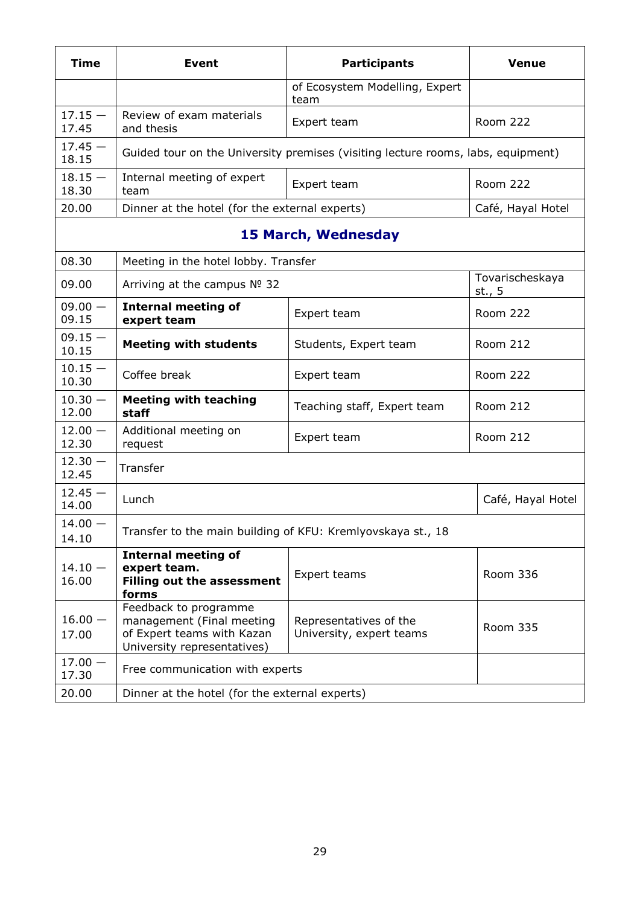| Time | Event | Participants | Venue |
|---|---|---|---|
| | | of Ecosystem Modelling, Expert team | |
| 17.15 — 17.45 | Review of exam materials and thesis | Expert team | Room 222 |
| 17.45 — 18.15 | Guided tour on the University premises (visiting lecture rooms, labs, equipment) | | |
| 18.15 — 18.30 | Internal meeting of expert team | Expert team | Room 222 |
| 20.00 | Dinner at the hotel (for the external experts) | | Café, Hayal Hotel |
| **15 March, Wednesday** | | | |
| 08.30 | Meeting in the hotel lobby. Transfer | | |
| 09.00 | Arriving at the campus № 32 | | Tovarischeskaya st., 5 |
| 09.00 — 09.15 | **Internal meeting of expert team** | Expert team | Room 222 |
| 09.15 — 10.15 | **Meeting with students** | Students, Expert team | Room 212 |
| 10.15 — 10.30 | Coffee break | Expert team | Room 222 |
| 10.30 — 12.00 | **Meeting with teaching staff** | Teaching staff, Expert team | Room 212 |
| 12.00 — 12.30 | Additional meeting on request | Expert team | Room 212 |
| 12.30 — 12.45 | Transfer | | |
| 12.45 — 14.00 | Lunch | | Café, Hayal Hotel |
| 14.00 — 14.10 | Transfer to the main building of KFU: Kremlyovskaya st., 18 | | |
| 14.10 — 16.00 | **Internal meeting of expert team. Filling out the assessment forms** | Expert teams | Room 336 |
| 16.00 — 17.00 | Feedback to programme management (Final meeting of Expert teams with Kazan University representatives) | Representatives of the University, expert teams | Room 335 |
| 17.00 — 17.30 | Free communication with experts | | |
| 20.00 | Dinner at the hotel (for the external experts) | | |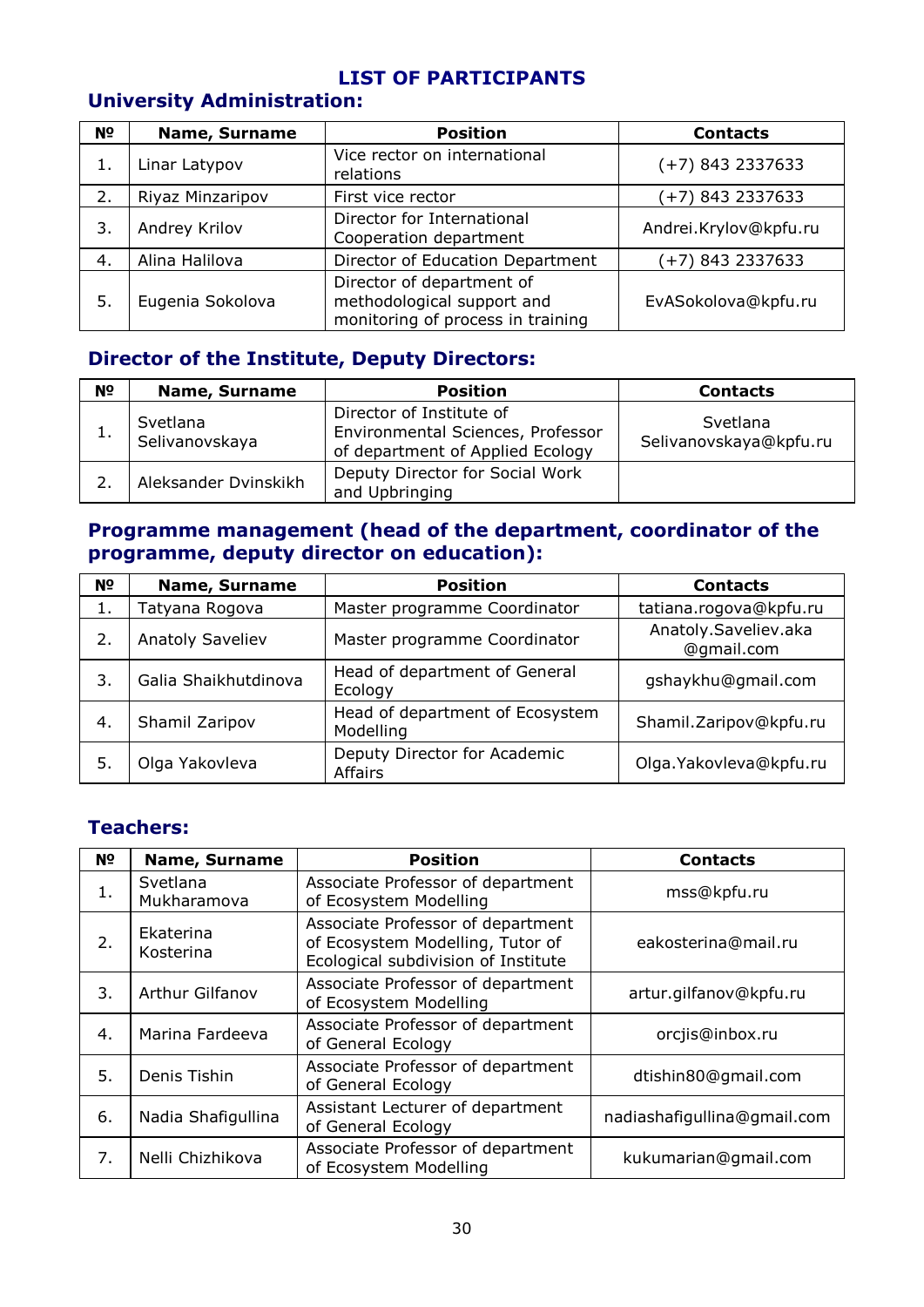## LIST OF PARTICIPANTS

### University Administration:

| № | Name, Surname | Position | Contacts |
|---|---|---|---|
| 1. | Linar Latypov | Vice rector on international relations | (+7) 843 2337633 |
| 2. | Riyaz Minzaripov | First vice rector | (+7) 843 2337633 |
| 3. | Andrey Krilov | Director for International Cooperation department | Andrei.Krylov@kpfu.ru |
| 4. | Alina Halilova | Director of Education Department | (+7) 843 2337633 |
| 5. | Eugenia Sokolova | Director of department of methodological support and monitoring of process in training | EvASokolova@kpfu.ru |

### Director of the Institute, Deputy Directors:

| № | Name, Surname | Position | Contacts |
|---|---|---|---|
| 1. | Svetlana Selivanovskaya | Director of Institute of Environmental Sciences, Professor of department of Applied Ecology | Svetlana Selivanovskaya@kpfu.ru |
| 2. | Aleksander Dvinskikh | Deputy Director for Social Work and Upbringing | |

### Programme management (head of the department, coordinator of the programme, deputy director on education):

| № | Name, Surname | Position | Contacts |
|---|---|---|---|
| 1. | Tatyana Rogova | Master programme Coordinator | tatiana.rogova@kpfu.ru |
| 2. | Anatoly Saveliev | Master programme Coordinator | Anatoly.Saveliev.aka @gmail.com |
| 3. | Galia Shaikhutdinova | Head of department of General Ecology | gshaykhu@gmail.com |
| 4. | Shamil Zaripov | Head of department of Ecosystem Modelling | Shamil.Zaripov@kpfu.ru |
| 5. | Olga Yakovleva | Deputy Director for Academic Affairs | Olga.Yakovleva@kpfu.ru |

### Teachers:

| № | Name, Surname | Position | Contacts |
|---|---|---|---|
| 1. | Svetlana Mukharamova | Associate Professor of department of Ecosystem Modelling | mss@kpfu.ru |
| 2. | Ekaterina Kosterina | Associate Professor of department of Ecosystem Modelling, Tutor of Ecological subdivision of Institute | eakosterina@mail.ru |
| 3. | Arthur Gilfanov | Associate Professor of department of Ecosystem Modelling | artur.gilfanov@kpfu.ru |
| 4. | Marina Fardeeva | Associate Professor of department of General Ecology | orcjis@inbox.ru |
| 5. | Denis Tishin | Associate Professor of department of General Ecology | dtishin80@gmail.com |
| 6. | Nadia Shafigullina | Assistant Lecturer of department of General Ecology | nadiashafigullina@gmail.com |
| 7. | Nelli Chizhikova | Associate Professor of department of Ecosystem Modelling | kukumarian@gmail.com |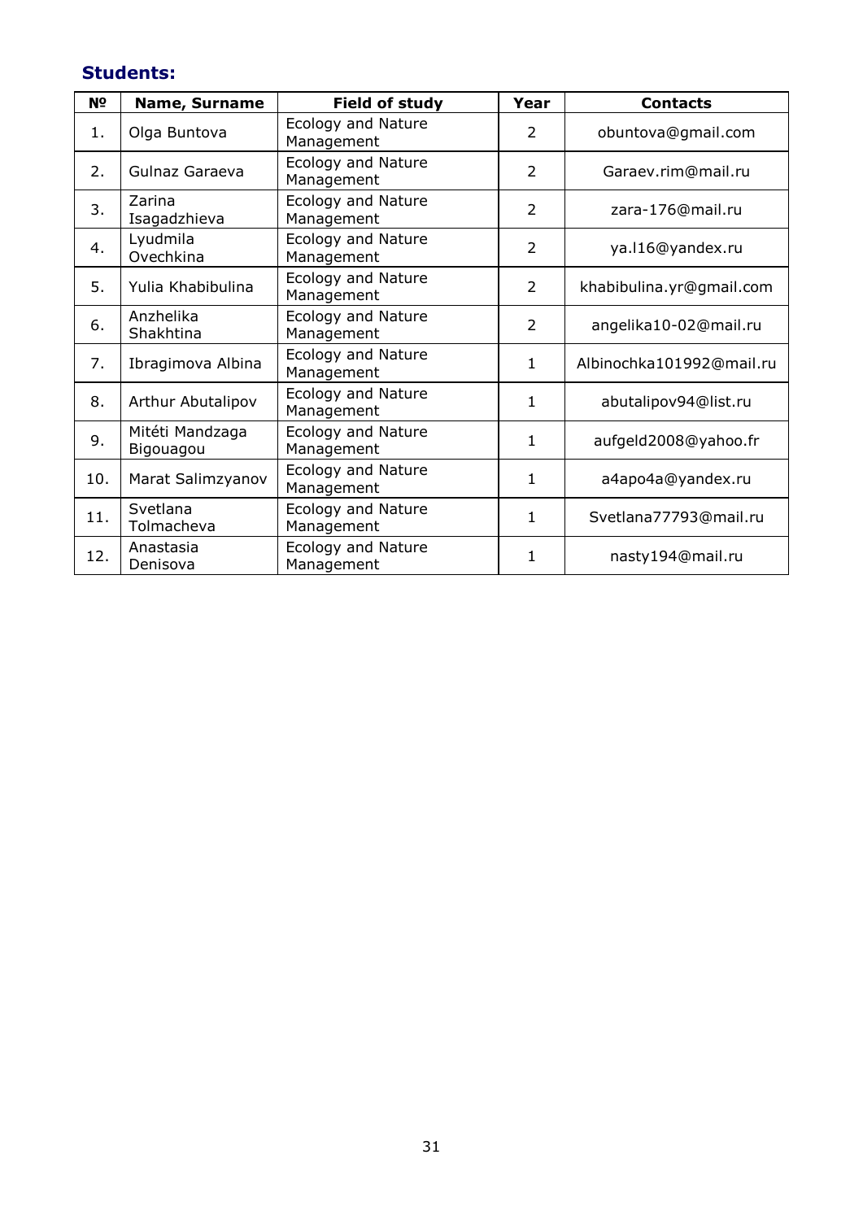### Students:

| № | Name, Surname | Field of study | Year | Contacts |
|---|---|---|---|---|
| 1. | Olga Buntova | Ecology and Nature Management | 2 | obuntova@gmail.com |
| 2. | Gulnaz Garaeva | Ecology and Nature Management | 2 | Garaev.rim@mail.ru |
| 3. | Zarina Isagadzhieva | Ecology and Nature Management | 2 | zara-176@mail.ru |
| 4. | Lyudmila Ovechkina | Ecology and Nature Management | 2 | ya.l16@yandex.ru |
| 5. | Yulia Khabibulina | Ecology and Nature Management | 2 | khabibulina.yr@gmail.com |
| 6. | Anzhelika Shakhtina | Ecology and Nature Management | 2 | angelika10-02@mail.ru |
| 7. | Ibragimova Albina | Ecology and Nature Management | 1 | Albinochka101992@mail.ru |
| 8. | Arthur Abutalipov | Ecology and Nature Management | 1 | abutalipov94@list.ru |
| 9. | Mitéti Mandzaga Bigouagou | Ecology and Nature Management | 1 | aufgeld2008@yahoo.fr |
| 10. | Marat Salimzyanov | Ecology and Nature Management | 1 | a4apo4a@yandex.ru |
| 11. | Svetlana Tolmacheva | Ecology and Nature Management | 1 | Svetlana77793@mail.ru |
| 12. | Anastasia Denisova | Ecology and Nature Management | 1 | nasty194@mail.ru |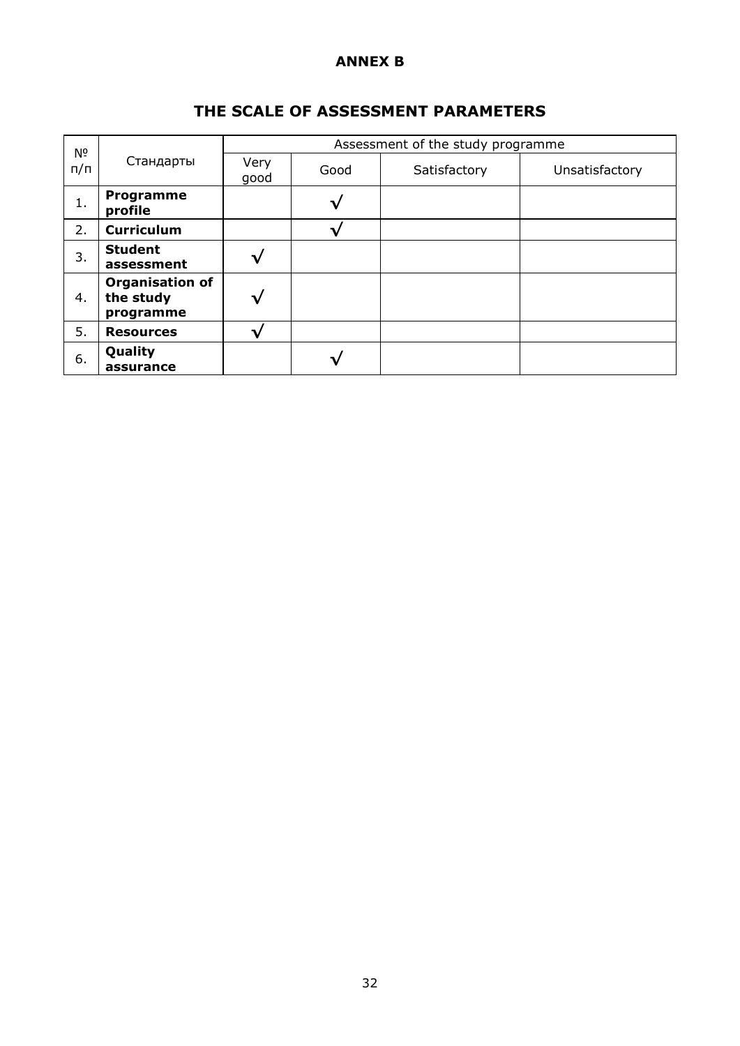# ANNEX B

## THE SCALE OF ASSESSMENT PARAMETERS

| № п/п | Стандарты | Assessment of the study programme | | | |
|---|---|---|---|---|---|
| | | Very good | Good | Satisfactory | Unsatisfactory |
| 1. | **Programme profile** | | √ | | |
| 2. | **Curriculum** | | √ | | |
| 3. | **Student assessment** | √ | | | |
| 4. | **Organisation of the study programme** | √ | | | |
| 5. | **Resources** | √ | | | |
| 6. | **Quality assurance** | | √ | | |